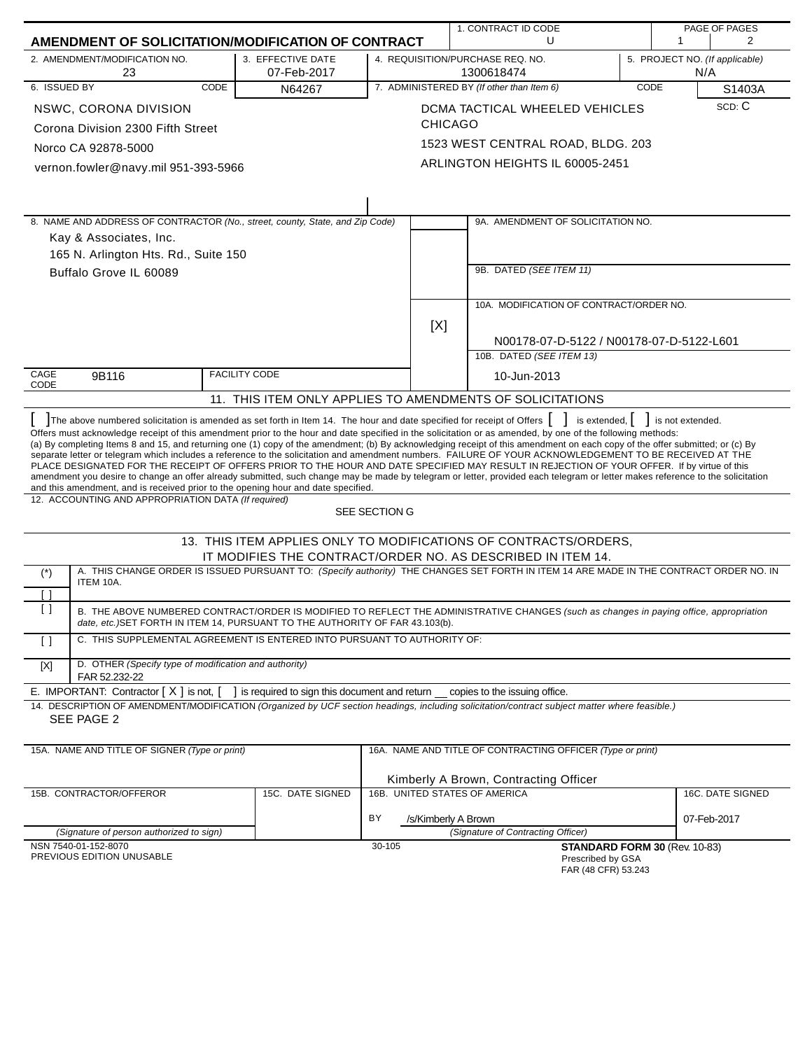# AMENDMENT OF SOLICITATION/MODIFICATION OF CONTRACT

| 1. CONTRACT ID CODE | PAGE OF PAGES |
|---|---|
| U | 1 | 2 |

| 2. AMENDMENT/MODIFICATION NO. | 3. EFFECTIVE DATE | 4. REQUISITION/PURCHASE REQ. NO. | 5. PROJECT NO. (If applicable) |
|---|---|---|---|
| 23 | 07-Feb-2017 | 1300618474 | N/A |

| 6. ISSUED BY | CODE N64267 | 7. ADMINISTERED BY (If other than Item 6) | CODE S1403A |
|---|---|---|---|
| NSWC, CORONA DIVISION<br>Corona Division 2300 Fifth Street<br>Norco CA 92878-5000<br>vernon.fowler@navy.mil 951-393-5966 | | DCMA TACTICAL WHEELED VEHICLES CHICAGO<br>1523 WEST CENTRAL ROAD, BLDG. 203<br>ARLINGTON HEIGHTS IL 60005-2451 | SCD: C |

**8. NAME AND ADDRESS OF CONTRACTOR** (No., street, county, State, and Zip Code)

Kay & Associates, Inc.
165 N. Arlington Hts. Rd., Suite 150
Buffalo Grove IL 60089

CAGE CODE: 9B116 | FACILITY CODE:

9A. AMENDMENT OF SOLICITATION NO.:

9B. DATED (SEE ITEM 11):

[X] 10A. MODIFICATION OF CONTRACT/ORDER NO.: N00178-07-D-5122 / N00178-07-D-5122-L601

10B. DATED (SEE ITEM 13): 10-Jun-2013

## 11. THIS ITEM ONLY APPLIES TO AMENDMENTS OF SOLICITATIONS

[ ] The above numbered solicitation is amended as set forth in Item 14. The hour and date specified for receipt of Offers [ ] is extended, [ ] is not extended.

Offers must acknowledge receipt of this amendment prior to the hour and date specified in the solicitation or as amended, by one of the following methods:
(a) By completing Items 8 and 15, and returning one (1) copy of the amendment; (b) By acknowledging receipt of this amendment on each copy of the offer submitted; or (c) By separate letter or telegram which includes a reference to the solicitation and amendment numbers. FAILURE OF YOUR ACKNOWLEDGEMENT TO BE RECEIVED AT THE PLACE DESIGNATED FOR THE RECEIPT OF OFFERS PRIOR TO THE HOUR AND DATE SPECIFIED MAY RESULT IN REJECTION OF YOUR OFFER. If by virtue of this amendment you desire to change an offer already submitted, such change may be made by telegram or letter, provided each telegram or letter makes reference to the solicitation and this amendment, and is received prior to the opening hour and date specified.

12. ACCOUNTING AND APPROPRIATION DATA (If required)

SEE SECTION G

## 13. THIS ITEM APPLIES ONLY TO MODIFICATIONS OF CONTRACTS/ORDERS, IT MODIFIES THE CONTRACT/ORDER NO. AS DESCRIBED IN ITEM 14.

| | |
|---|---|
| (*)<br>[ ] | A. THIS CHANGE ORDER IS ISSUED PURSUANT TO: (Specify authority) THE CHANGES SET FORTH IN ITEM 14 ARE MADE IN THE CONTRACT ORDER NO. IN ITEM 10A. |
| [ ] | B. THE ABOVE NUMBERED CONTRACT/ORDER IS MODIFIED TO REFLECT THE ADMINISTRATIVE CHANGES (such as changes in paying office, appropriation date, etc.) SET FORTH IN ITEM 14, PURSUANT TO THE AUTHORITY OF FAR 43.103(b). |
| [ ] | C. THIS SUPPLEMENTAL AGREEMENT IS ENTERED INTO PURSUANT TO AUTHORITY OF: |
| [X] | D. OTHER (Specify type of modification and authority)<br>FAR 52.232-22 |

E. IMPORTANT: Contractor [ X ] is not, [ ] is required to sign this document and return __ copies to the issuing office.

14. DESCRIPTION OF AMENDMENT/MODIFICATION (Organized by UCF section headings, including solicitation/contract subject matter where feasible.)

SEE PAGE 2

| 15A. NAME AND TITLE OF SIGNER (Type or print) | | 16A. NAME AND TITLE OF CONTRACTING OFFICER (Type or print) | |
|---|---|---|---|
| | | Kimberly A Brown, Contracting Officer | |
| 15B. CONTRACTOR/OFFEROR | 15C. DATE SIGNED | 16B. UNITED STATES OF AMERICA | 16C. DATE SIGNED |
| | | BY /s/Kimberly A Brown | 07-Feb-2017 |
| (Signature of person authorized to sign) | | (Signature of Contracting Officer) | |

NSN 7540-01-152-8070
PREVIOUS EDITION UNUSABLE

30-105

**STANDARD FORM 30** (Rev. 10-83)
Prescribed by GSA
FAR (48 CFR) 53.243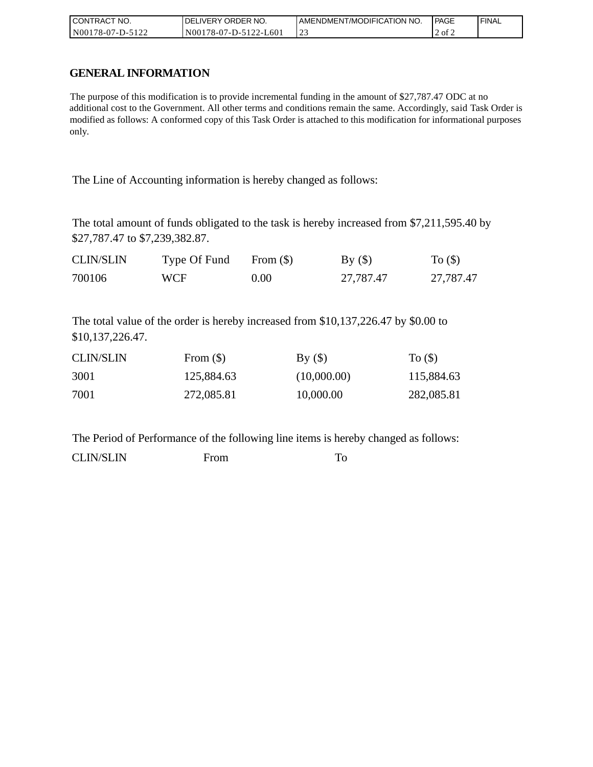| CONTRACT NO. | DELIVERY ORDER NO. | AMENDMENT/MODIFICATION NO. | PAGE | FINAL |
|---|---|---|---|---|
| N00178-07-D-5122 | N00178-07-D-5122-L601 | 23 | 2 of 2 | |

# GENERAL INFORMATION

The purpose of this modification is to provide incremental funding in the amount of $27,787.47 ODC at no additional cost to the Government. All other terms and conditions remain the same. Accordingly, said Task Order is modified as follows: A conformed copy of this Task Order is attached to this modification for informational purposes only.

The Line of Accounting information is hereby changed as follows:

The total amount of funds obligated to the task is hereby increased from $7,211,595.40 by $27,787.47 to $7,239,382.87.

| CLIN/SLIN | Type Of Fund | From ($) | By ($) | To ($) |
|---|---|---|---|---|
| 700106 | WCF | 0.00 | 27,787.47 | 27,787.47 |

The total value of the order is hereby increased from $10,137,226.47 by $0.00 to $10,137,226.47.

| CLIN/SLIN | From ($) | By ($) | To ($) |
|---|---|---|---|
| 3001 | 125,884.63 | (10,000.00) | 115,884.63 |
| 7001 | 272,085.81 | 10,000.00 | 282,085.81 |

The Period of Performance of the following line items is hereby changed as follows:

| CLIN/SLIN | From | To |
|---|---|---|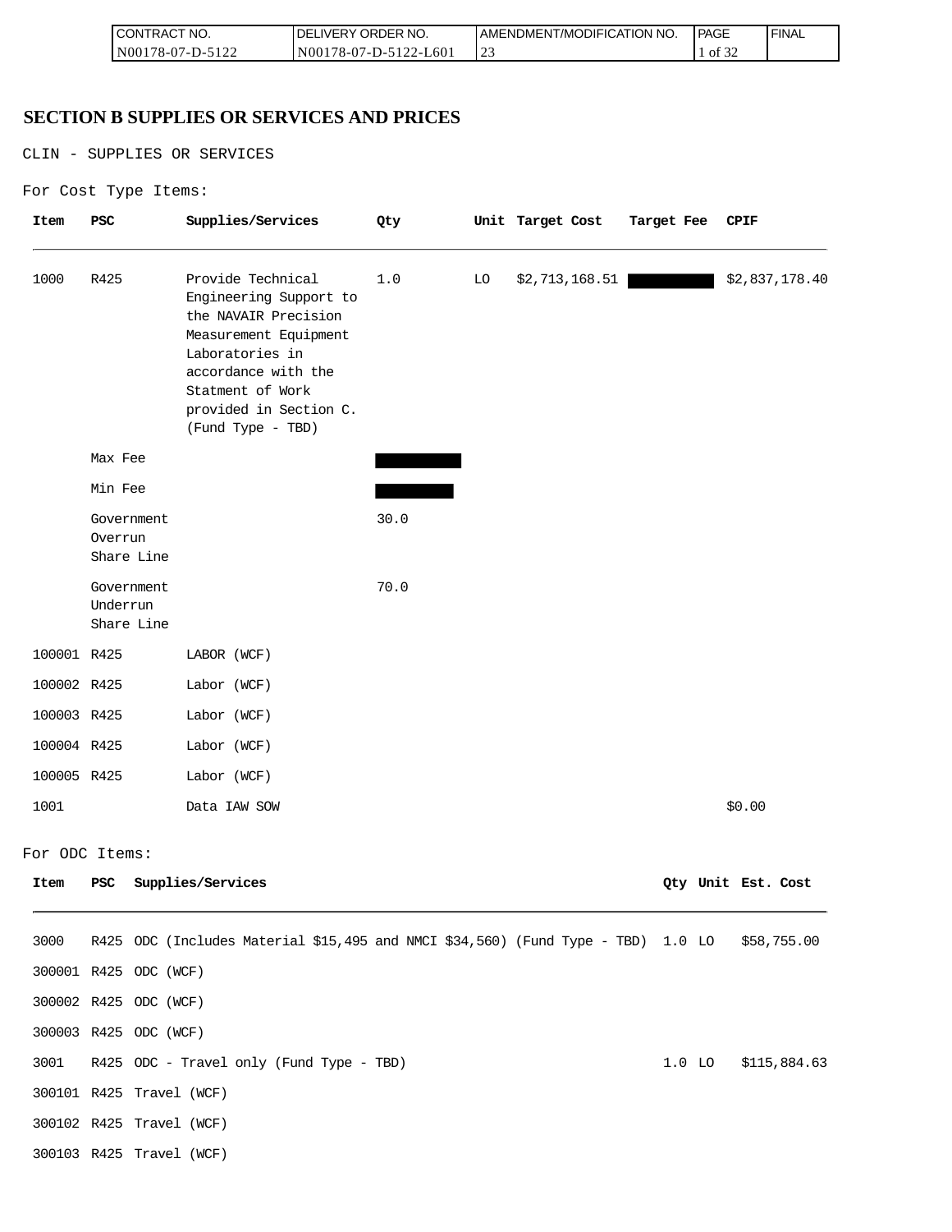## SECTION B SUPPLIES OR SERVICES AND PRICES

CLIN - SUPPLIES OR SERVICES

For Cost Type Items:

| Item | PSC | Supplies/Services | Qty | Unit | Target Cost | Target Fee | CPIF |
|---|---|---|---|---|---|---|---|
| 1000 | R425 | Provide Technical Engineering Support to the NAVAIR Precision Measurement Equipment Laboratories in accordance with the Statment of Work provided in Section C. (Fund Type - TBD) | 1.0 | LO | $2,713,168.51 | [redacted] | $2,837,178.40 |
| | Max Fee | | [redacted] | | | | |
| | Min Fee | | [redacted] | | | | |
| | Government Overrun Share Line | | 30.0 | | | | |
| | Government Underrun Share Line | | 70.0 | | | | |
| 100001 | R425 | LABOR (WCF) | | | | | |
| 100002 | R425 | Labor (WCF) | | | | | |
| 100003 | R425 | Labor (WCF) | | | | | |
| 100004 | R425 | Labor (WCF) | | | | | |
| 100005 | R425 | Labor (WCF) | | | | | |
| 1001 | | Data IAW SOW | | | | | $0.00 |

For ODC Items:

| Item | PSC | Supplies/Services | Qty | Unit | Est. Cost |
|---|---|---|---|---|---|
| 3000 | R425 | ODC (Includes Material $15,495 and NMCI $34,560) (Fund Type - TBD) | 1.0 | LO | $58,755.00 |
| 300001 | R425 | ODC (WCF) | | | |
| 300002 | R425 | ODC (WCF) | | | |
| 300003 | R425 | ODC (WCF) | | | |
| 3001 | R425 | ODC - Travel only (Fund Type - TBD) | 1.0 | LO | $115,884.63 |
| 300101 | R425 | Travel (WCF) | | | |
| 300102 | R425 | Travel (WCF) | | | |
| 300103 | R425 | Travel (WCF) | | | |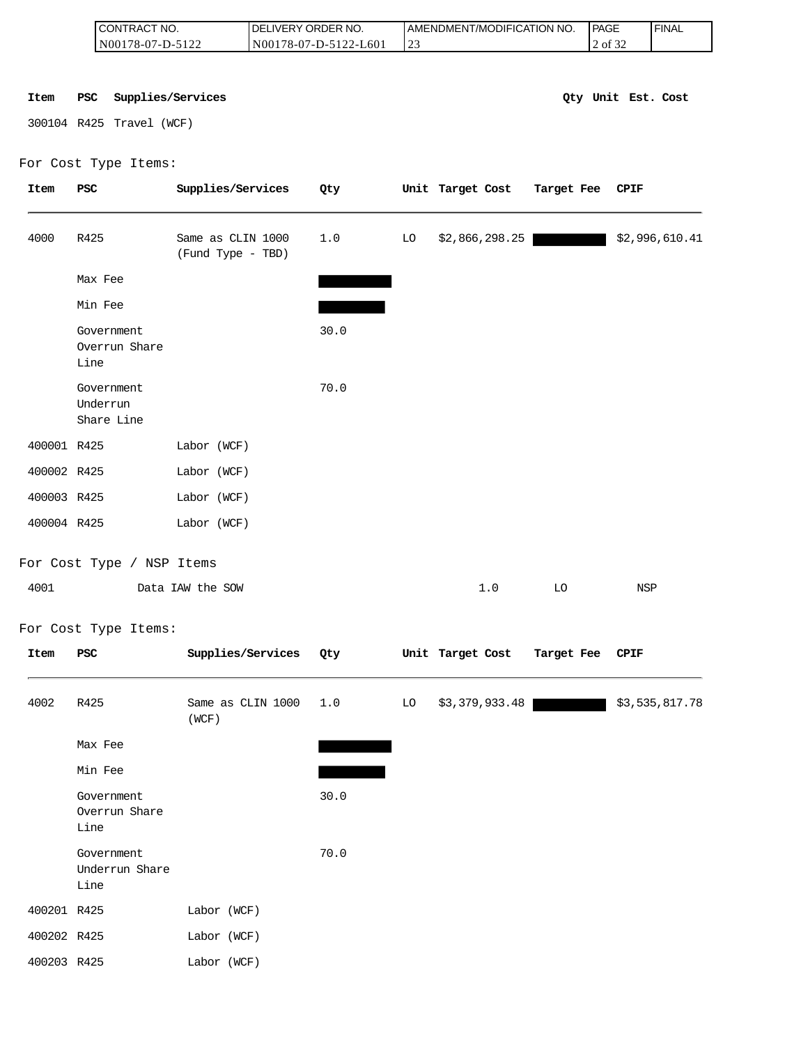| Item | PSC | Supplies/Services | Qty | Unit | Est. Cost |
|---|---|---|---|---|---|
| 300104 | R425 | Travel (WCF) | | | |

For Cost Type Items:

| Item | PSC | Supplies/Services | Qty | Unit | Target Cost | Target Fee | CPIF |
|---|---|---|---|---|---|---|---|
| 4000 | R425 | Same as CLIN 1000 (Fund Type - TBD) | 1.0 | LO | $2,866,298.25 | [REDACTED] | $2,996,610.41 |
| | Max Fee | | [REDACTED] | | | | |
| | Min Fee | | [REDACTED] | | | | |
| | Government Overrun Share Line | | 30.0 | | | | |
| | Government Underrun Share Line | | 70.0 | | | | |
| 400001 | R425 | Labor (WCF) | | | | | |
| 400002 | R425 | Labor (WCF) | | | | | |
| 400003 | R425 | Labor (WCF) | | | | | |
| 400004 | R425 | Labor (WCF) | | | | | |

For Cost Type / NSP Items

| Item | Supplies/Services | Qty | Unit | |
|---|---|---|---|---|
| 4001 | Data IAW the SOW | 1.0 | LO | NSP |

For Cost Type Items:

| Item | PSC | Supplies/Services | Qty | Unit | Target Cost | Target Fee | CPIF |
|---|---|---|---|---|---|---|---|
| 4002 | R425 | Same as CLIN 1000 (WCF) | 1.0 | LO | $3,379,933.48 | [REDACTED] | $3,535,817.78 |
| | Max Fee | | [REDACTED] | | | | |
| | Min Fee | | [REDACTED] | | | | |
| | Government Overrun Share Line | | 30.0 | | | | |
| | Government Underrun Share Line | | 70.0 | | | | |
| 400201 | R425 | Labor (WCF) | | | | | |
| 400202 | R425 | Labor (WCF) | | | | | |
| 400203 | R425 | Labor (WCF) | | | | | |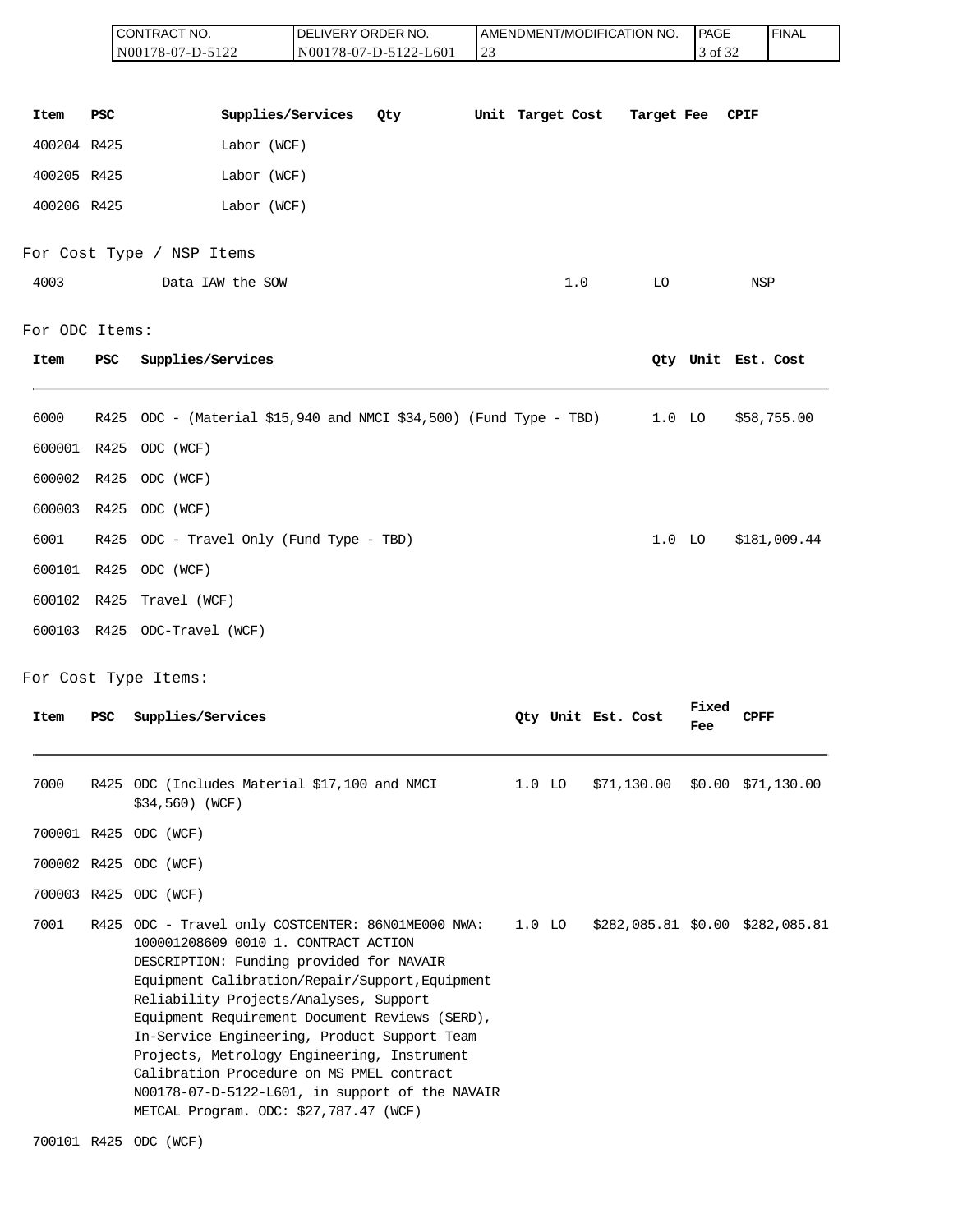| CONTRACT NO. | DELIVERY ORDER NO. | AMENDMENT/MODIFICATION NO. | PAGE | FINAL |
|---|---|---|---|---|
| N00178-07-D-5122 | N00178-07-D-5122-L601 | 23 | 3 of 32 | |

| Item | PSC | Supplies/Services | Qty | Unit | Target Cost | Target Fee | CPIF |
|---|---|---|---|---|---|---|---|
| 400204 | R425 | Labor (WCF) | | | | | |
| 400205 | R425 | Labor (WCF) | | | | | |
| 400206 | R425 | Labor (WCF) | | | | | |

For Cost Type / NSP Items

| Item | Supplies/Services | Qty | Unit | |
|---|---|---|---|---|
| 4003 | Data IAW the SOW | 1.0 | LO | NSP |

For ODC Items:

| Item | PSC | Supplies/Services | Qty | Unit | Est. Cost |
|---|---|---|---|---|---|
| 6000 | R425 | ODC - (Material $15,940 and NMCI $34,500) (Fund Type - TBD) | 1.0 | LO | $58,755.00 |
| 600001 | R425 | ODC (WCF) | | | |
| 600002 | R425 | ODC (WCF) | | | |
| 600003 | R425 | ODC (WCF) | | | |
| 6001 | R425 | ODC - Travel Only (Fund Type - TBD) | 1.0 | LO | $181,009.44 |
| 600101 | R425 | ODC (WCF) | | | |
| 600102 | R425 | Travel (WCF) | | | |
| 600103 | R425 | ODC-Travel (WCF) | | | |

For Cost Type Items:

| Item | PSC | Supplies/Services | Qty | Unit | Est. Cost | Fixed Fee | CPFF |
|---|---|---|---|---|---|---|---|
| 7000 | R425 | ODC (Includes Material $17,100 and NMCI $34,560) (WCF) | 1.0 | LO | $71,130.00 | $0.00 | $71,130.00 |
| 700001 | R425 | ODC (WCF) | | | | | |
| 700002 | R425 | ODC (WCF) | | | | | |
| 700003 | R425 | ODC (WCF) | | | | | |
| 7001 | R425 | ODC - Travel only COSTCENTER: 86N01ME000 NWA: 100001208609 0010 1. CONTRACT ACTION DESCRIPTION: Funding provided for NAVAIR Equipment Calibration/Repair/Support,Equipment Reliability Projects/Analyses, Support Equipment Requirement Document Reviews (SERD), In-Service Engineering, Product Support Team Projects, Metrology Engineering, Instrument Calibration Procedure on MS PMEL contract N00178-07-D-5122-L601, in support of the NAVAIR METCAL Program. ODC: $27,787.47 (WCF) | 1.0 | LO | $282,085.81 | $0.00 | $282,085.81 |
| 700101 | R425 | ODC (WCF) | | | | | |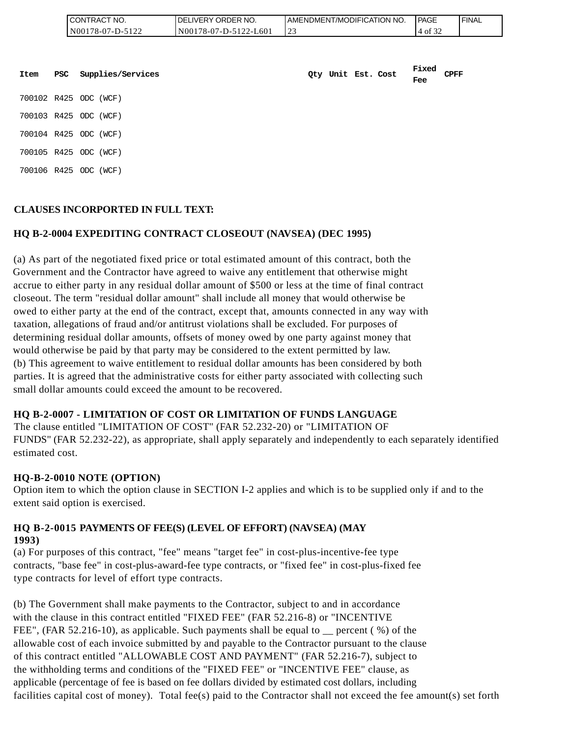| Item | PSC | Supplies/Services | Qty | Unit | Est. Cost | Fixed Fee | CPFF |
|---|---|---|---|---|---|---|---|
| 700102 | R425 | ODC (WCF) | | | | | |
| 700103 | R425 | ODC (WCF) | | | | | |
| 700104 | R425 | ODC (WCF) | | | | | |
| 700105 | R425 | ODC (WCF) | | | | | |
| 700106 | R425 | ODC (WCF) | | | | | |

**CLAUSES INCORPORTED IN FULL TEXT:**

**HQ B-2-0004 EXPEDITING CONTRACT CLOSEOUT (NAVSEA) (DEC 1995)**

(a) As part of the negotiated fixed price or total estimated amount of this contract, both the Government and the Contractor have agreed to waive any entitlement that otherwise might accrue to either party in any residual dollar amount of $500 or less at the time of final contract closeout. The term "residual dollar amount" shall include all money that would otherwise be owed to either party at the end of the contract, except that, amounts connected in any way with taxation, allegations of fraud and/or antitrust violations shall be excluded. For purposes of determining residual dollar amounts, offsets of money owed by one party against money that would otherwise be paid by that party may be considered to the extent permitted by law.
(b) This agreement to waive entitlement to residual dollar amounts has been considered by both parties. It is agreed that the administrative costs for either party associated with collecting such small dollar amounts could exceed the amount to be recovered.

**HQ B-2-0007 - LIMITATION OF COST OR LIMITATION OF FUNDS LANGUAGE**
The clause entitled "LIMITATION OF COST" (FAR 52.232-20) or "LIMITATION OF FUNDS" (FAR 52.232-22), as appropriate, shall apply separately and independently to each separately identified estimated cost.

**HQ-B-2-0010 NOTE (OPTION)**
Option item to which the option clause in SECTION I-2 applies and which is to be supplied only if and to the extent said option is exercised.

**HQ B-2-0015 PAYMENTS OF FEE(S) (LEVEL OF EFFORT) (NAVSEA) (MAY 1993)**
(a) For purposes of this contract, "fee" means "target fee" in cost-plus-incentive-fee type contracts, "base fee" in cost-plus-award-fee type contracts, or "fixed fee" in cost-plus-fixed fee type contracts for level of effort type contracts.

(b) The Government shall make payments to the Contractor, subject to and in accordance with the clause in this contract entitled "FIXED FEE" (FAR 52.216-8) or "INCENTIVE FEE", (FAR 52.216-10), as applicable. Such payments shall be equal to __ percent ( %) of the allowable cost of each invoice submitted by and payable to the Contractor pursuant to the clause of this contract entitled "ALLOWABLE COST AND PAYMENT" (FAR 52.216-7), subject to the withholding terms and conditions of the "FIXED FEE" or "INCENTIVE FEE" clause, as applicable (percentage of fee is based on fee dollars divided by estimated cost dollars, including facilities capital cost of money). Total fee(s) paid to the Contractor shall not exceed the fee amount(s) set forth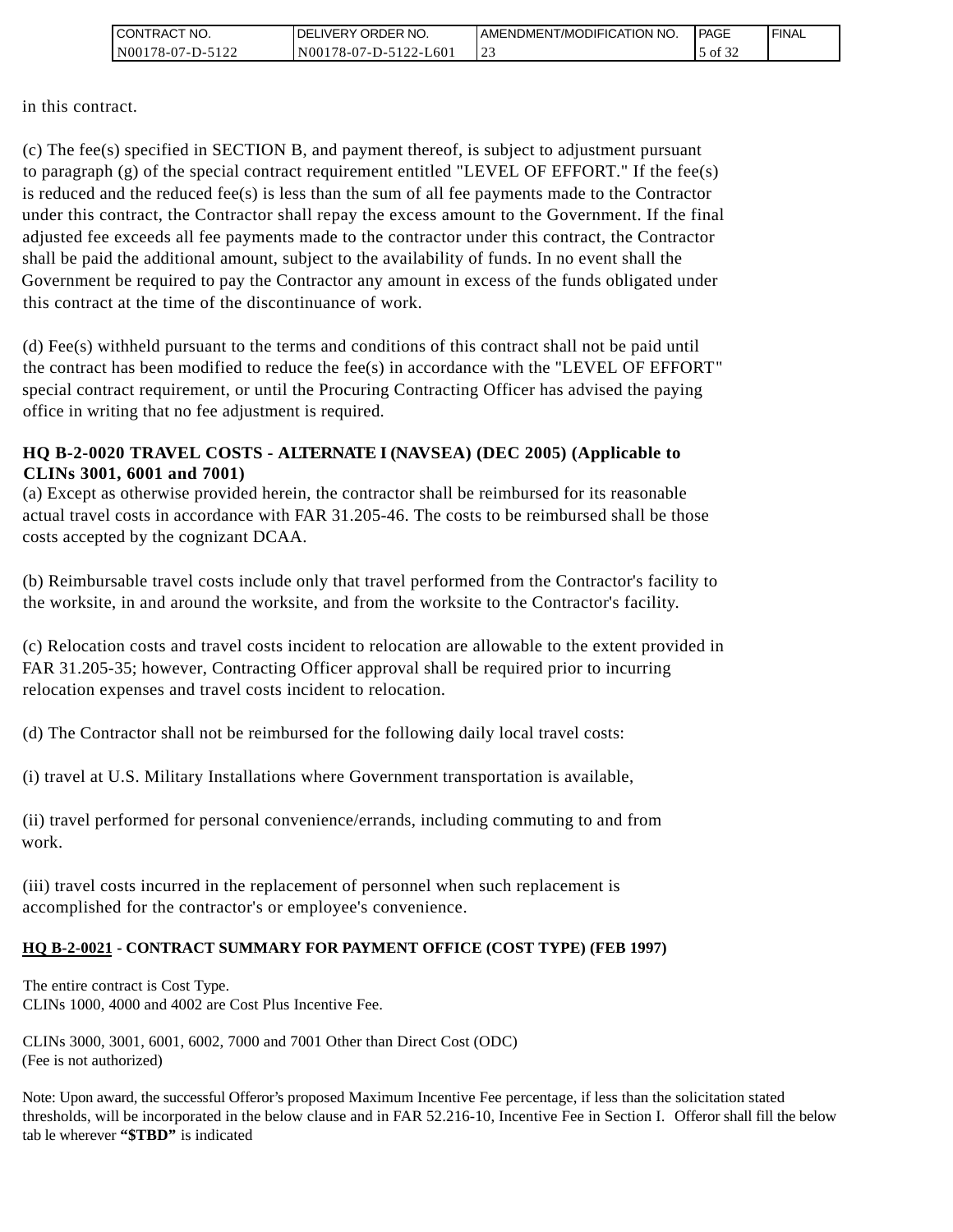in this contract.

(c) The fee(s) specified in SECTION B, and payment thereof, is subject to adjustment pursuant to paragraph (g) of the special contract requirement entitled "LEVEL OF EFFORT." If the fee(s) is reduced and the reduced fee(s) is less than the sum of all fee payments made to the Contractor under this contract, the Contractor shall repay the excess amount to the Government. If the final adjusted fee exceeds all fee payments made to the contractor under this contract, the Contractor shall be paid the additional amount, subject to the availability of funds. In no event shall the Government be required to pay the Contractor any amount in excess of the funds obligated under this contract at the time of the discontinuance of work.

(d) Fee(s) withheld pursuant to the terms and conditions of this contract shall not be paid until the contract has been modified to reduce the fee(s) in accordance with the "LEVEL OF EFFORT" special contract requirement, or until the Procuring Contracting Officer has advised the paying office in writing that no fee adjustment is required.

**HQ B-2-0020 TRAVEL COSTS - ALTERNATE I (NAVSEA) (DEC 2005) (Applicable to CLINs 3001, 6001 and 7001)**

(a) Except as otherwise provided herein, the contractor shall be reimbursed for its reasonable actual travel costs in accordance with FAR 31.205-46. The costs to be reimbursed shall be those costs accepted by the cognizant DCAA.

(b) Reimbursable travel costs include only that travel performed from the Contractor's facility to the worksite, in and around the worksite, and from the worksite to the Contractor's facility.

(c) Relocation costs and travel costs incident to relocation are allowable to the extent provided in FAR 31.205-35; however, Contracting Officer approval shall be required prior to incurring relocation expenses and travel costs incident to relocation.

(d) The Contractor shall not be reimbursed for the following daily local travel costs:

(i) travel at U.S. Military Installations where Government transportation is available,

(ii) travel performed for personal convenience/errands, including commuting to and from work.

(iii) travel costs incurred in the replacement of personnel when such replacement is accomplished for the contractor's or employee's convenience.

**HQ B-2-0021 - CONTRACT SUMMARY FOR PAYMENT OFFICE (COST TYPE) (FEB 1997)**

The entire contract is Cost Type.
CLINs 1000, 4000 and 4002 are Cost Plus Incentive Fee.

CLINs 3000, 3001, 6001, 6002, 7000 and 7001 Other than Direct Cost (ODC)
(Fee is not authorized)

Note: Upon award, the successful Offeror's proposed Maximum Incentive Fee percentage, if less than the solicitation stated thresholds, will be incorporated in the below clause and in FAR 52.216-10, Incentive Fee in Section I. Offeror shall fill the below tab le wherever **"$TBD"** is indicated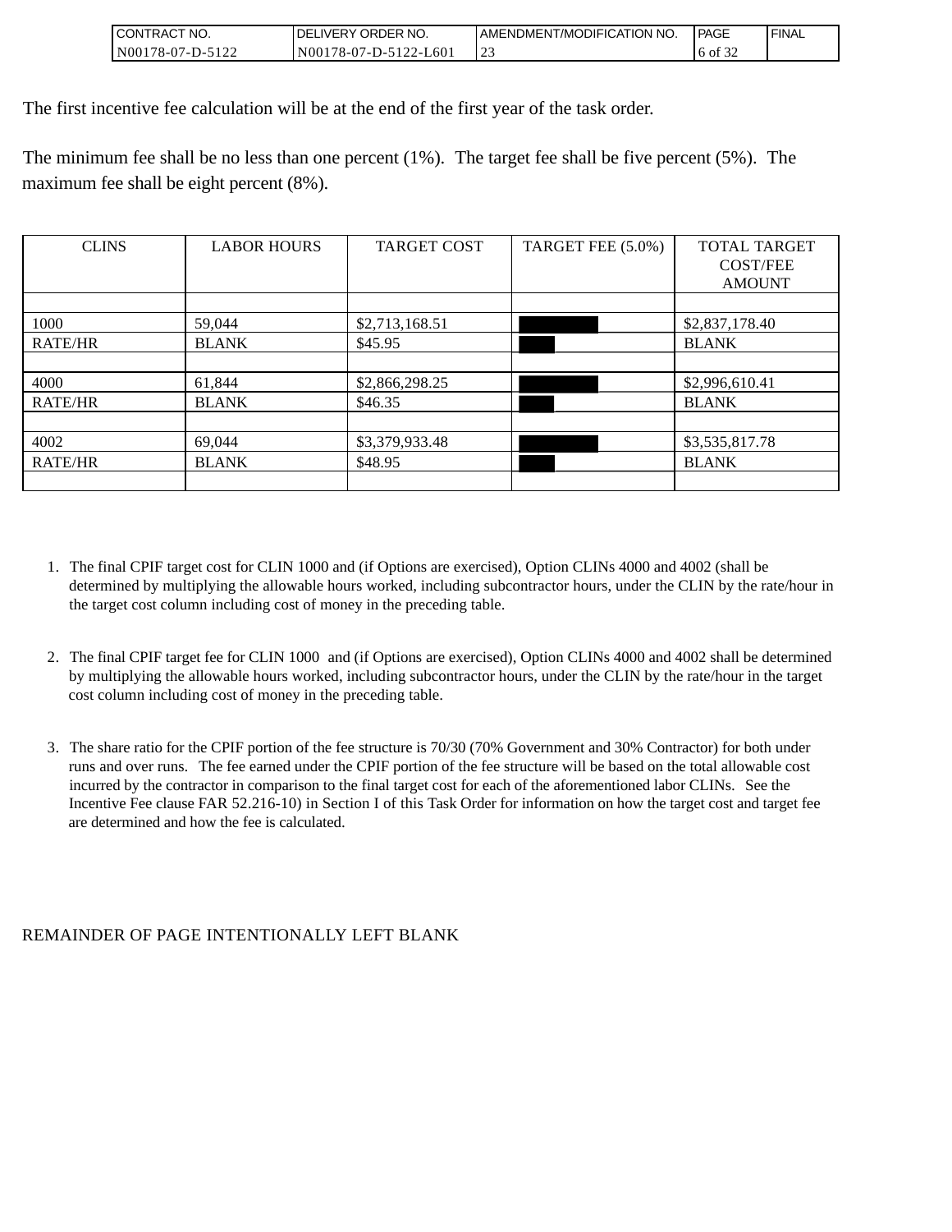The first incentive fee calculation will be at the end of the first year of the task order.

The minimum fee shall be no less than one percent (1%). The target fee shall be five percent (5%). The maximum fee shall be eight percent (8%).

| CLINS | LABOR HOURS | TARGET COST | TARGET FEE (5.0%) | TOTAL TARGET COST/FEE AMOUNT |
|---|---|---|---|---|
| | | | | |
| 1000 | 59,044 | $2,713,168.51 | | $2,837,178.40 |
| RATE/HR | BLANK | $45.95 | | BLANK |
| | | | | |
| 4000 | 61,844 | $2,866,298.25 | | $2,996,610.41 |
| RATE/HR | BLANK | $46.35 | | BLANK |
| | | | | |
| 4002 | 69,044 | $3,379,933.48 | | $3,535,817.78 |
| RATE/HR | BLANK | $48.95 | | BLANK |
| | | | | |

1. The final CPIF target cost for CLIN 1000 and (if Options are exercised), Option CLINs 4000 and 4002 (shall be determined by multiplying the allowable hours worked, including subcontractor hours, under the CLIN by the rate/hour in the target cost column including cost of money in the preceding table.

2. The final CPIF target fee for CLIN 1000 and (if Options are exercised), Option CLINs 4000 and 4002 shall be determined by multiplying the allowable hours worked, including subcontractor hours, under the CLIN by the rate/hour in the target cost column including cost of money in the preceding table.

3. The share ratio for the CPIF portion of the fee structure is 70/30 (70% Government and 30% Contractor) for both under runs and over runs. The fee earned under the CPIF portion of the fee structure will be based on the total allowable cost incurred by the contractor in comparison to the final target cost for each of the aforementioned labor CLINs. See the Incentive Fee clause FAR 52.216-10) in Section I of this Task Order for information on how the target cost and target fee are determined and how the fee is calculated.

REMAINDER OF PAGE INTENTIONALLY LEFT BLANK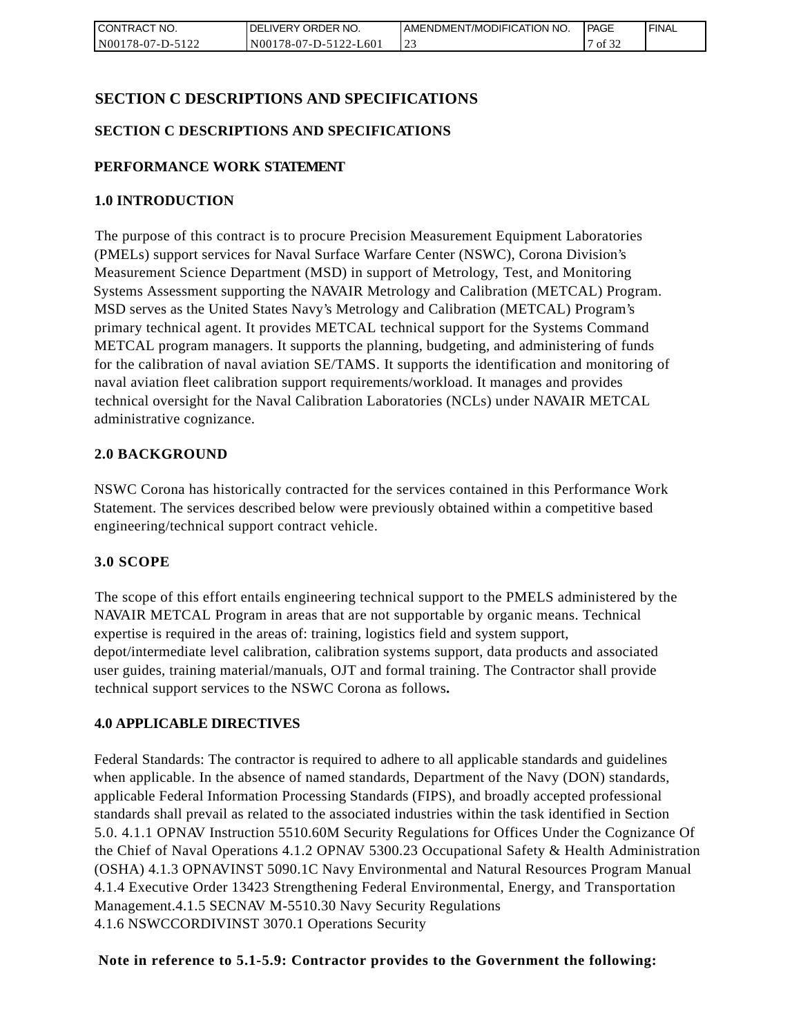# SECTION C DESCRIPTIONS AND SPECIFICATIONS

## SECTION C DESCRIPTIONS AND SPECIFICATIONS

## PERFORMANCE WORK STATEMENT

### 1.0 INTRODUCTION

The purpose of this contract is to procure Precision Measurement Equipment Laboratories (PMELs) support services for Naval Surface Warfare Center (NSWC), Corona Division's Measurement Science Department (MSD) in support of Metrology, Test, and Monitoring Systems Assessment supporting the NAVAIR Metrology and Calibration (METCAL) Program. MSD serves as the United States Navy's Metrology and Calibration (METCAL) Program's primary technical agent. It provides METCAL technical support for the Systems Command METCAL program managers. It supports the planning, budgeting, and administering of funds for the calibration of naval aviation SE/TAMS. It supports the identification and monitoring of naval aviation fleet calibration support requirements/workload. It manages and provides technical oversight for the Naval Calibration Laboratories (NCLs) under NAVAIR METCAL administrative cognizance.

### 2.0 BACKGROUND

NSWC Corona has historically contracted for the services contained in this Performance Work Statement. The services described below were previously obtained within a competitive based engineering/technical support contract vehicle.

### 3.0 SCOPE

The scope of this effort entails engineering technical support to the PMELS administered by the NAVAIR METCAL Program in areas that are not supportable by organic means. Technical expertise is required in the areas of: training, logistics field and system support, depot/intermediate level calibration, calibration systems support, data products and associated user guides, training material/manuals, OJT and formal training. The Contractor shall provide technical support services to the NSWC Corona as follows**.**

### 4.0 APPLICABLE DIRECTIVES

Federal Standards: The contractor is required to adhere to all applicable standards and guidelines when applicable. In the abscence of named standards, Department of the Navy (DON) standards, applicable Federal Information Processing Standards (FIPS), and broadly accepted professional standards shall prevail as related to the associated industries within the task identified in Section 5.0. 4.1.1 OPNAV Instruction 5510.60M Security Regulations for Offices Under the Cognizance Of the Chief of Naval Operations 4.1.2 OPNAV 5300.23 Occupational Safety & Health Administration (OSHA) 4.1.3 OPNAVINST 5090.1C Navy Environmental and Natural Resources Program Manual 4.1.4 Executive Order 13423 Strengthening Federal Environmental, Energy, and Transportation Management.4.1.5 SECNAV M-5510.30 Navy Security Regulations
4.1.6 NSWCCORDIVINST 3070.1 Operations Security

**Note in reference to 5.1-5.9: Contractor provides to the Government the following:**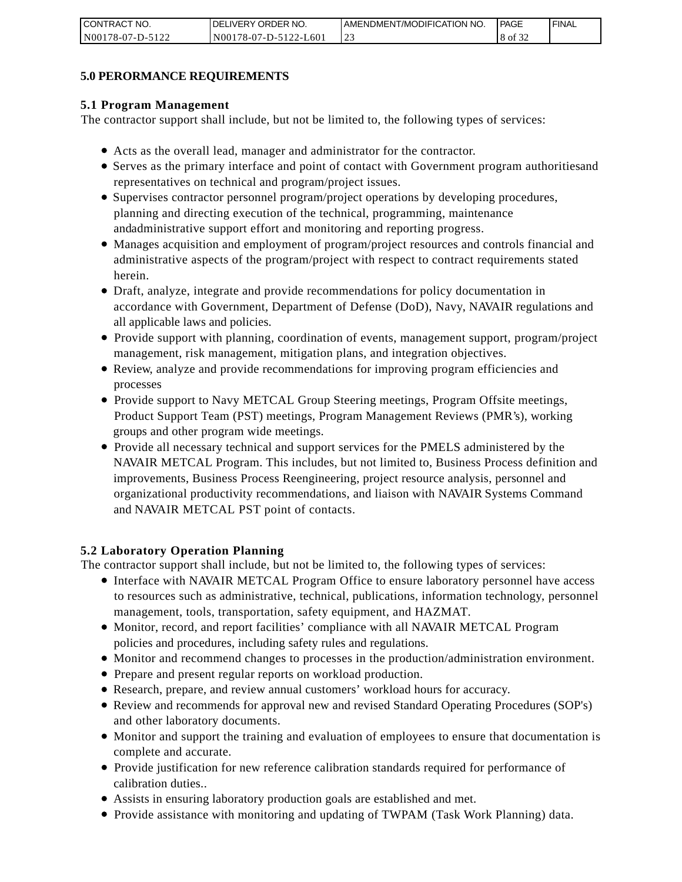## 5.0 PERORMANCE REQUIREMENTS

### 5.1 Program Management

The contractor support shall include, but not be limited to, the following types of services:

- Acts as the overall lead, manager and administrator for the contractor.
- Serves as the primary interface and point of contact with Government program authoritiesand representatives on technical and program/project issues.
- Supervises contractor personnel program/project operations by developing procedures, planning and directing execution of the technical, programming, maintenance andadministrative support effort and monitoring and reporting progress.
- Manages acquisition and employment of program/project resources and controls financial and administrative aspects of the program/project with respect to contract requirements stated herein.
- Draft, analyze, integrate and provide recommendations for policy documentation in accordance with Government, Department of Defense (DoD), Navy, NAVAIR regulations and all applicable laws and policies.
- Provide support with planning, coordination of events, management support, program/project management, risk management, mitigation plans, and integration objectives.
- Review, analyze and provide recommendations for improving program efficiencies and processes
- Provide support to Navy METCAL Group Steering meetings, Program Offsite meetings, Product Support Team (PST) meetings, Program Management Reviews (PMR's), working groups and other program wide meetings.
- Provide all necessary technical and support services for the PMELS administered by the NAVAIR METCAL Program. This includes, but not limited to, Business Process definition and improvements, Business Process Reengineering, project resource analysis, personnel and organizational productivity recommendations, and liaison with NAVAIR Systems Command and NAVAIR METCAL PST point of contacts.

### 5.2 Laboratory Operation Planning

The contractor support shall include, but not be limited to, the following types of services:

- Interface with NAVAIR METCAL Program Office to ensure laboratory personnel have access to resources such as administrative, technical, publications, information technology, personnel management, tools, transportation, safety equipment, and HAZMAT.
- Monitor, record, and report facilities' compliance with all NAVAIR METCAL Program policies and procedures, including safety rules and regulations.
- Monitor and recommend changes to processes in the production/administration environment.
- Prepare and present regular reports on workload production.
- Research, prepare, and review annual customers' workload hours for accuracy.
- Review and recommends for approval new and revised Standard Operating Procedures (SOP's) and other laboratory documents.
- Monitor and support the training and evaluation of employees to ensure that documentation is complete and accurate.
- Provide justification for new reference calibration standards required for performance of calibration duties..
- Assists in ensuring laboratory production goals are established and met.
- Provide assistance with monitoring and updating of TWPAM (Task Work Planning) data.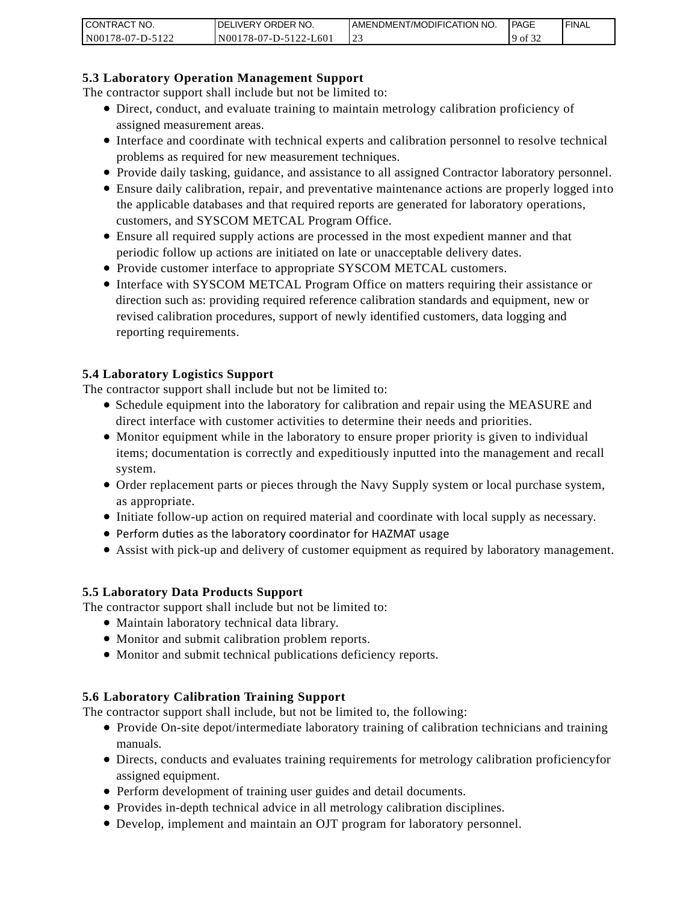### 5.3 Laboratory Operation Management Support

The contractor support shall include but not be limited to:

- Direct, conduct, and evaluate training to maintain metrology calibration proficiency of assigned measurement areas.
- Interface and coordinate with technical experts and calibration personnel to resolve technical problems as required for new measurement techniques.
- Provide daily tasking, guidance, and assistance to all assigned Contractor laboratory personnel.
- Ensure daily calibration, repair, and preventative maintenance actions are properly logged into the applicable databases and that required reports are generated for laboratory operations, customers, and SYSCOM METCAL Program Office.
- Ensure all required supply actions are processed in the most expedient manner and that periodic follow up actions are initiated on late or unacceptable delivery dates.
- Provide customer interface to appropriate SYSCOM METCAL customers.
- Interface with SYSCOM METCAL Program Office on matters requiring their assistance or direction such as: providing required reference calibration standards and equipment, new or revised calibration procedures, support of newly identified customers, data logging and reporting requirements.

### 5.4 Laboratory Logistics Support

The contractor support shall include but not be limited to:

- Schedule equipment into the laboratory for calibration and repair using the MEASURE and direct interface with customer activities to determine their needs and priorities.
- Monitor equipment while in the laboratory to ensure proper priority is given to individual items; documentation is correctly and expeditiously inputted into the management and recall system.
- Order replacement parts or pieces through the Navy Supply system or local purchase system, as appropriate.
- Initiate follow-up action on required material and coordinate with local supply as necessary.
- Perform duties as the laboratory coordinator for HAZMAT usage
- Assist with pick-up and delivery of customer equipment as required by laboratory management.

### 5.5 Laboratory Data Products Support

The contractor support shall include but not be limited to:

- Maintain laboratory technical data library.
- Monitor and submit calibration problem reports.
- Monitor and submit technical publications deficiency reports.

### 5.6 Laboratory Calibration Training Support

The contractor support shall include, but not be limited to, the following:

- Provide On-site depot/intermediate laboratory training of calibration technicians and training manuals.
- Directs, conducts and evaluates training requirements for metrology calibration proficiencyfor assigned equipment.
- Perform development of training user guides and detail documents.
- Provides in-depth technical advice in all metrology calibration disciplines.
- Develop, implement and maintain an OJT program for laboratory personnel.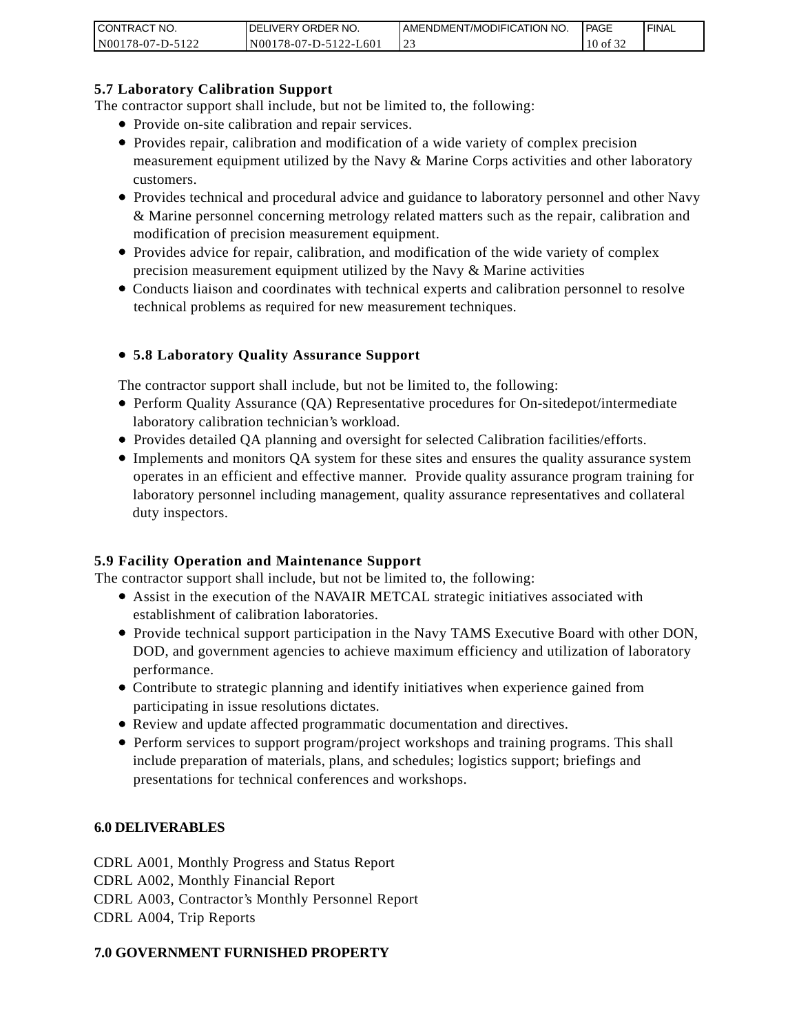**5.7 Laboratory Calibration Support**

The contractor support shall include, but not be limited to, the following:

- Provide on-site calibration and repair services.
- Provides repair, calibration and modification of a wide variety of complex precision measurement equipment utilized by the Navy & Marine Corps activities and other laboratory customers.
- Provides technical and procedural advice and guidance to laboratory personnel and other Navy & Marine personnel concerning metrology related matters such as the repair, calibration and modification of precision measurement equipment.
- Provides advice for repair, calibration, and modification of the wide variety of complex precision measurement equipment utilized by the Navy & Marine activities
- Conducts liaison and coordinates with technical experts and calibration personnel to resolve technical problems as required for new measurement techniques.

- **5.8 Laboratory Quality Assurance Support**

The contractor support shall include, but not be limited to, the following:

- Perform Quality Assurance (QA) Representative procedures for On-sitedepot/intermediate laboratory calibration technician's workload.
- Provides detailed QA planning and oversight for selected Calibration facilities/efforts.
- Implements and monitors QA system for these sites and ensures the quality assurance system operates in an efficient and effective manner. Provide quality assurance program training for laboratory personnel including management, quality assurance representatives and collateral duty inspectors.

**5.9 Facility Operation and Maintenance Support**

The contractor support shall include, but not be limited to, the following:

- Assist in the execution of the NAVAIR METCAL strategic initiatives associated with establishment of calibration laboratories.
- Provide technical support participation in the Navy TAMS Executive Board with other DON, DOD, and government agencies to achieve maximum efficiency and utilization of laboratory performance.
- Contribute to strategic planning and identify initiatives when experience gained from participating in issue resolutions dictates.
- Review and update affected programmatic documentation and directives.
- Perform services to support program/project workshops and training programs. This shall include preparation of materials, plans, and schedules; logistics support; briefings and presentations for technical conferences and workshops.

**6.0 DELIVERABLES**

CDRL A001, Monthly Progress and Status Report
CDRL A002, Monthly Financial Report
CDRL A003, Contractor's Monthly Personnel Report
CDRL A004, Trip Reports

**7.0 GOVERNMENT FURNISHED PROPERTY**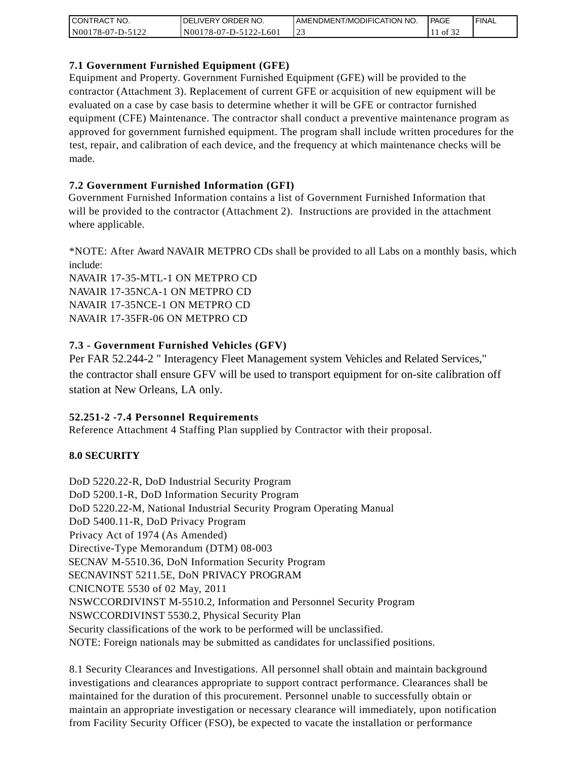**7.1 Government Furnished Equipment (GFE)**

Equipment and Property. Government Furnished Equipment (GFE) will be provided to the contractor (Attachment 3). Replacement of current GFE or acquisition of new equipment will be evaluated on a case by case basis to determine whether it will be GFE or contractor furnished equipment (CFE) Maintenance. The contractor shall conduct a preventive maintenance program as approved for government furnished equipment. The program shall include written procedures for the test, repair, and calibration of each device, and the frequency at which maintenance checks will be made.

**7.2 Government Furnished Information (GFI)**

Government Furnished Information contains a list of Government Furnished Information that will be provided to the contractor (Attachment 2). Instructions are provided in the attachment where applicable.

*NOTE: After Award NAVAIR METPRO CDs shall be provided to all Labs on a monthly basis, which include:
NAVAIR 17-35-MTL-1 ON METPRO CD
NAVAIR 17-35NCA-1 ON METPRO CD
NAVAIR 17-35NCE-1 ON METPRO CD
NAVAIR 17-35FR-06 ON METPRO CD

**7.3 - Government Furnished Vehicles (GFV)**

Per FAR 52.244-2 " Interagency Fleet Management system Vehicles and Related Services," the contractor shall ensure GFV will be used to transport equipment for on-site calibration off station at New Orleans, LA only.

**52.251-2 -7.4 Personnel Requirements**

Reference Attachment 4 Staffing Plan supplied by Contractor with their proposal.

**8.0 SECURITY**

DoD 5220.22-R, DoD Industrial Security Program
DoD 5200.1-R, DoD Information Security Program
DoD 5220.22-M, National Industrial Security Program Operating Manual
DoD 5400.11-R, DoD Privacy Program
Privacy Act of 1974 (As Amended)
Directive-Type Memorandum (DTM) 08-003
SECNAV M-5510.36, DoN Information Security Program
SECNAVINST 5211.5E, DoN PRIVACY PROGRAM
CNICNOTE 5530 of 02 May, 2011
NSWCCORDIVINST M-5510.2, Information and Personnel Security Program
NSWCCORDIVINST 5530.2, Physical Security Plan
Security classifications of the work to be performed will be unclassified.
NOTE: Foreign nationals may be submitted as candidates for unclassified positions.

8.1 Security Clearances and Investigations. All personnel shall obtain and maintain background investigations and clearances appropriate to support contract performance. Clearances shall be maintained for the duration of this procurement. Personnel unable to successfully obtain or maintain an appropriate investigation or necessary clearance will immediately, upon notification from Facility Security Officer (FSO), be expected to vacate the installation or performance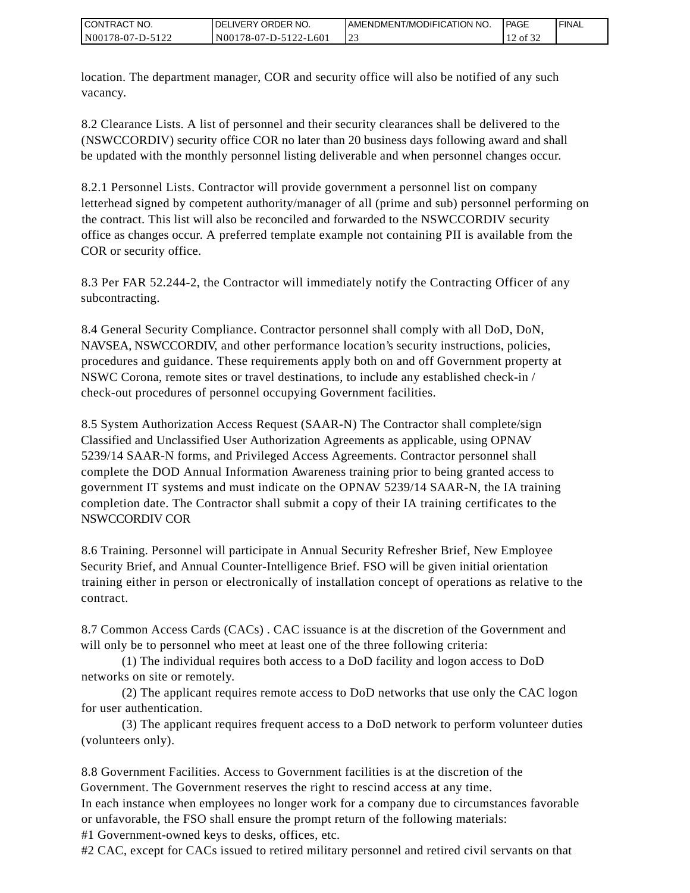location. The department manager, COR and security office will also be notified of any such vacancy.

8.2 Clearance Lists. A list of personnel and their security clearances shall be delivered to the (NSWCCORDIV) security office COR no later than 20 business days following award and shall be updated with the monthly personnel listing deliverable and when personnel changes occur.

8.2.1 Personnel Lists. Contractor will provide government a personnel list on company letterhead signed by competent authority/manager of all (prime and sub) personnel performing on the contract. This list will also be reconciled and forwarded to the NSWCCORDIV security office as changes occur. A preferred template example not containing PII is available from the COR or security office.

8.3 Per FAR 52.244-2, the Contractor will immediately notify the Contracting Officer of any subcontracting.

8.4 General Security Compliance. Contractor personnel shall comply with all DoD, DoN, NAVSEA, NSWCCORDIV, and other performance location's security instructions, policies, procedures and guidance. These requirements apply both on and off Government property at NSWC Corona, remote sites or travel destinations, to include any established check-in / check-out procedures of personnel occupying Government facilities.

8.5 System Authorization Access Request (SAAR-N) The Contractor shall complete/sign Classified and Unclassified User Authorization Agreements as applicable, using OPNAV 5239/14 SAAR-N forms, and Privileged Access Agreements. Contractor personnel shall complete the DOD Annual Information Awareness training prior to being granted access to government IT systems and must indicate on the OPNAV 5239/14 SAAR-N, the IA training completion date. The Contractor shall submit a copy of their IA training certificates to the NSWCCORDIV COR

8.6 Training. Personnel will participate in Annual Security Refresher Brief, New Employee Security Brief, and Annual Counter-Intelligence Brief. FSO will be given initial orientation training either in person or electronically of installation concept of operations as relative to the contract.

8.7 Common Access Cards (CACs) . CAC issuance is at the discretion of the Government and will only be to personnel who meet at least one of the three following criteria:

(1) The individual requires both access to a DoD facility and logon access to DoD networks on site or remotely.

(2) The applicant requires remote access to DoD networks that use only the CAC logon for user authentication.

(3) The applicant requires frequent access to a DoD network to perform volunteer duties (volunteers only).

8.8 Government Facilities. Access to Government facilities is at the discretion of the Government. The Government reserves the right to rescind access at any time.
In each instance when employees no longer work for a company due to circumstances favorable or unfavorable, the FSO shall ensure the prompt return of the following materials:
#1 Government-owned keys to desks, offices, etc.
#2 CAC, except for CACs issued to retired military personnel and retired civil servants on that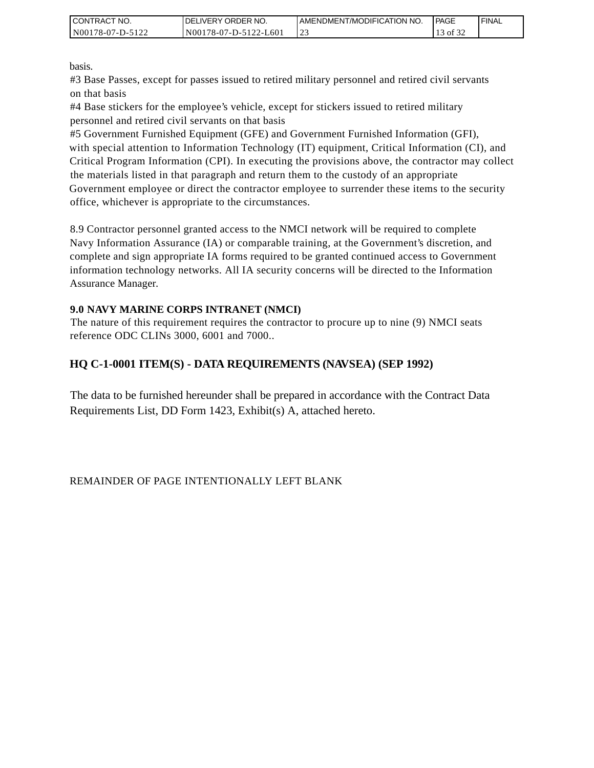basis.

#3 Base Passes, except for passes issued to retired military personnel and retired civil servants on that basis

#4 Base stickers for the employee’s vehicle, except for stickers issued to retired military personnel and retired civil servants on that basis

#5 Government Furnished Equipment (GFE) and Government Furnished Information (GFI), with special attention to Information Technology (IT) equipment, Critical Information (CI), and Critical Program Information (CPI). In executing the provisions above, the contractor may collect the materials listed in that paragraph and return them to the custody of an appropriate Government employee or direct the contractor employee to surrender these items to the security office, whichever is appropriate to the circumstances.

8.9 Contractor personnel granted access to the NMCI network will be required to complete Navy Information Assurance (IA) or comparable training, at the Government’s discretion, and complete and sign appropriate IA forms required to be granted continued access to Government information technology networks. All IA security concerns will be directed to the Information Assurance Manager.

**9.0 NAVY MARINE CORPS INTRANET (NMCI)**

The nature of this requirement requires the contractor to procure up to nine (9) NMCI seats reference ODC CLINs 3000, 6001 and 7000..

## HQ C-1-0001 ITEM(S) - DATA REQUIREMENTS (NAVSEA) (SEP 1992)

The data to be furnished hereunder shall be prepared in accordance with the Contract Data Requirements List, DD Form 1423, Exhibit(s) A, attached hereto.

REMAINDER OF PAGE INTENTIONALLY LEFT BLANK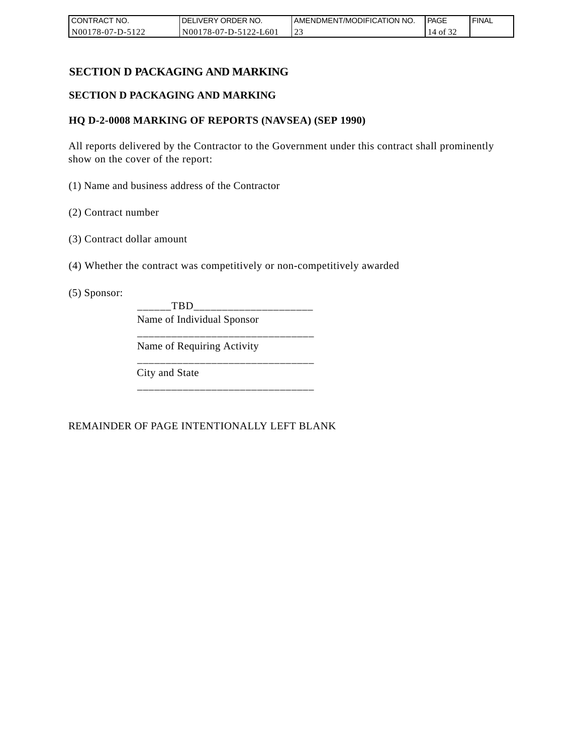# SECTION D PACKAGING AND MARKING

## SECTION D PACKAGING AND MARKING

### HQ D-2-0008 MARKING OF REPORTS (NAVSEA) (SEP 1990)

All reports delivered by the Contractor to the Government under this contract shall prominently show on the cover of the report:

(1) Name and business address of the Contractor

(2) Contract number

(3) Contract dollar amount

(4) Whether the contract was competitively or non-competitively awarded

(5) Sponsor:

______TBD_____________________
Name of Individual Sponsor
_______________________________
Name of Requiring Activity
_______________________________
City and State
_______________________________

REMAINDER OF PAGE INTENTIONALLY LEFT BLANK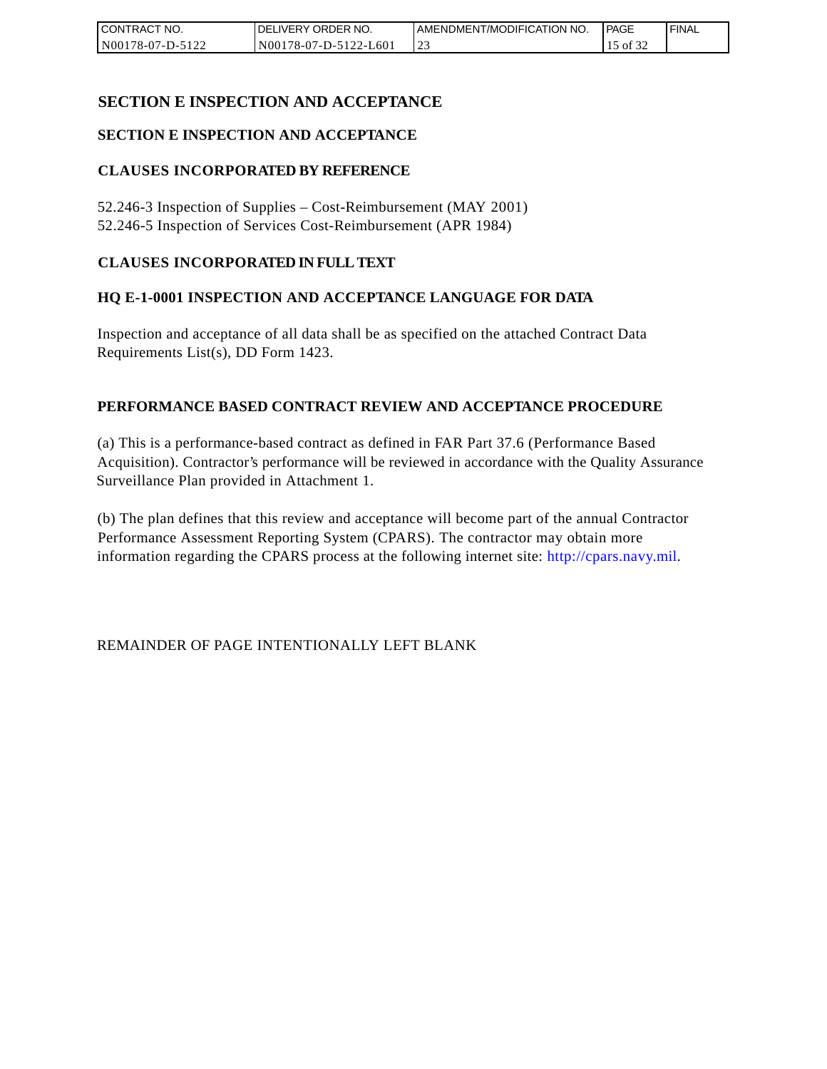# SECTION E INSPECTION AND ACCEPTANCE

## SECTION E INSPECTION AND ACCEPTANCE

### CLAUSES INCORPORATED BY REFERENCE

52.246-3 Inspection of Supplies – Cost-Reimbursement (MAY 2001)
52.246-5 Inspection of Services Cost-Reimbursement (APR 1984)

### CLAUSES INCORPORATED IN FULL TEXT

### HQ E-1-0001 INSPECTION AND ACCEPTANCE LANGUAGE FOR DATA

Inspection and acceptance of all data shall be as specified on the attached Contract Data Requirements List(s), DD Form 1423.

### PERFORMANCE BASED CONTRACT REVIEW AND ACCEPTANCE PROCEDURE

(a) This is a performance-based contract as defined in FAR Part 37.6 (Performance Based Acquisition). Contractor's performance will be reviewed in accordance with the Quality Assurance Surveillance Plan provided in Attachment 1.

(b) The plan defines that this review and acceptance will become part of the annual Contractor Performance Assessment Reporting System (CPARS). The contractor may obtain more information regarding the CPARS process at the following internet site: http://cpars.navy.mil.

REMAINDER OF PAGE INTENTIONALLY LEFT BLANK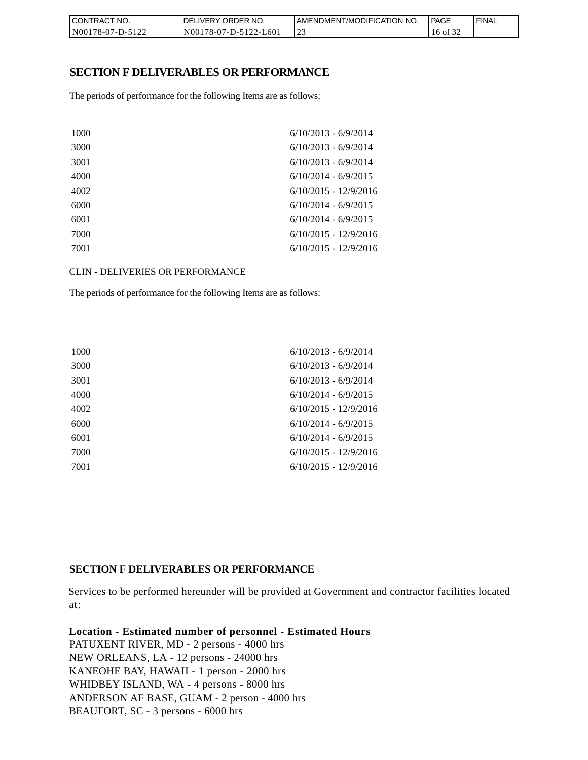## SECTION F DELIVERABLES OR PERFORMANCE

The periods of performance for the following Items are as follows:

| | |
|---|---|
| 1000 | 6/10/2013 - 6/9/2014 |
| 3000 | 6/10/2013 - 6/9/2014 |
| 3001 | 6/10/2013 - 6/9/2014 |
| 4000 | 6/10/2014 - 6/9/2015 |
| 4002 | 6/10/2015 - 12/9/2016 |
| 6000 | 6/10/2014 - 6/9/2015 |
| 6001 | 6/10/2014 - 6/9/2015 |
| 7000 | 6/10/2015 - 12/9/2016 |
| 7001 | 6/10/2015 - 12/9/2016 |

CLIN - DELIVERIES OR PERFORMANCE

The periods of performance for the following Items are as follows:

| | |
|---|---|
| 1000 | 6/10/2013 - 6/9/2014 |
| 3000 | 6/10/2013 - 6/9/2014 |
| 3001 | 6/10/2013 - 6/9/2014 |
| 4000 | 6/10/2014 - 6/9/2015 |
| 4002 | 6/10/2015 - 12/9/2016 |
| 6000 | 6/10/2014 - 6/9/2015 |
| 6001 | 6/10/2014 - 6/9/2015 |
| 7000 | 6/10/2015 - 12/9/2016 |
| 7001 | 6/10/2015 - 12/9/2016 |

## SECTION F DELIVERABLES OR PERFORMANCE

Services to be performed hereunder will be provided at Government and contractor facilities located at:

**Location - Estimated number of personnel - Estimated Hours**
PATUXENT RIVER, MD - 2 persons - 4000 hrs
NEW ORLEANS, LA - 12 persons - 24000 hrs
KANEOHE BAY, HAWAII - 1 person - 2000 hrs
WHIDBEY ISLAND, WA - 4 persons - 8000 hrs
ANDERSON AF BASE, GUAM - 2 person - 4000 hrs
BEAUFORT, SC - 3 persons - 6000 hrs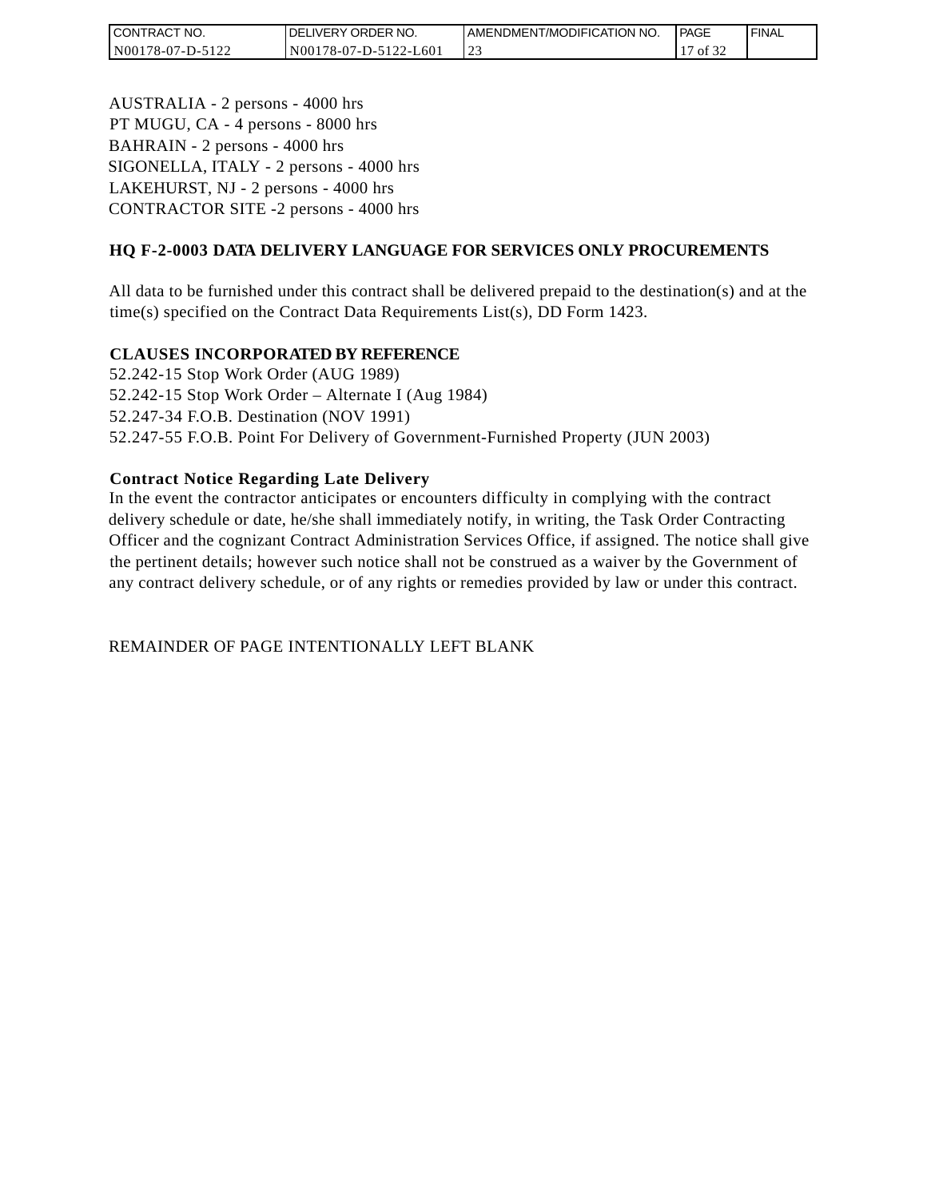AUSTRALIA - 2 persons - 4000 hrs
PT MUGU, CA - 4 persons - 8000 hrs
BAHRAIN - 2 persons - 4000 hrs
SIGONELLA, ITALY - 2 persons - 4000 hrs
LAKEHURST, NJ - 2 persons - 4000 hrs
CONTRACTOR SITE -2 persons - 4000 hrs

**HQ F-2-0003 DATA DELIVERY LANGUAGE FOR SERVICES ONLY PROCUREMENTS**

All data to be furnished under this contract shall be delivered prepaid to the destination(s) and at the time(s) specified on the Contract Data Requirements List(s), DD Form 1423.

**CLAUSES INCORPORATED BY REFERENCE**

52.242-15 Stop Work Order (AUG 1989)
52.242-15 Stop Work Order – Alternate I (Aug 1984)
52.247-34 F.O.B. Destination (NOV 1991)
52.247-55 F.O.B. Point For Delivery of Government-Furnished Property (JUN 2003)

**Contract Notice Regarding Late Delivery**

In the event the contractor anticipates or encounters difficulty in complying with the contract delivery schedule or date, he/she shall immediately notify, in writing, the Task Order Contracting Officer and the cognizant Contract Administration Services Office, if assigned. The notice shall give the pertinent details; however such notice shall not be construed as a waiver by the Government of any contract delivery schedule, or of any rights or remedies provided by law or under this contract.

REMAINDER OF PAGE INTENTIONALLY LEFT BLANK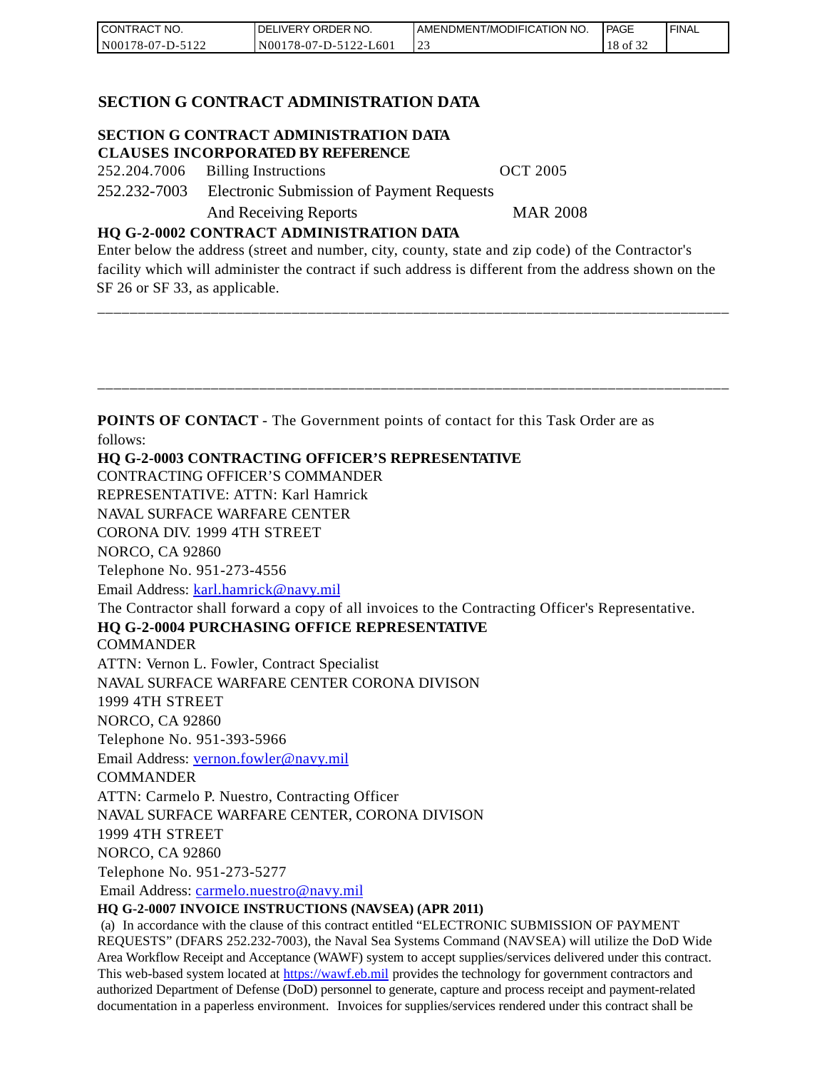# SECTION G CONTRACT ADMINISTRATION DATA

**SECTION G CONTRACT ADMINISTRATION DATA**
**CLAUSES INCORPORATED BY REFERENCE**

| | | |
|---|---|---|
| 252.204.7006 | Billing Instructions | OCT 2005 |
| 252.232-7003 | Electronic Submission of Payment Requests And Receiving Reports | MAR 2008 |

**HQ G-2-0002 CONTRACT ADMINISTRATION DATA**

Enter below the address (street and number, city, county, state and zip code) of the Contractor's facility which will administer the contract if such address is different from the address shown on the SF 26 or SF 33, as applicable.

\_\_\_\_\_\_\_\_\_\_\_\_\_\_\_\_\_\_\_\_\_\_\_\_\_\_\_\_\_\_\_\_\_\_\_\_\_\_\_\_\_\_\_\_\_\_\_\_\_\_\_\_\_\_\_\_\_\_\_\_\_\_\_\_\_\_\_\_\_\_\_\_\_\_\_\_\_\_

\_\_\_\_\_\_\_\_\_\_\_\_\_\_\_\_\_\_\_\_\_\_\_\_\_\_\_\_\_\_\_\_\_\_\_\_\_\_\_\_\_\_\_\_\_\_\_\_\_\_\_\_\_\_\_\_\_\_\_\_\_\_\_\_\_\_\_\_\_\_\_\_\_\_\_\_\_\_

**POINTS OF CONTACT** - The Government points of contact for this Task Order are as follows:

**HQ G-2-0003 CONTRACTING OFFICER'S REPRESENTATIVE**

CONTRACTING OFFICER'S COMMANDER
REPRESENTATIVE: ATTN: Karl Hamrick
NAVAL SURFACE WARFARE CENTER
CORONA DIV. 1999 4TH STREET
NORCO, CA 92860
Telephone No. 951-273-4556
Email Address: karl.hamrick@navy.mil

The Contractor shall forward a copy of all invoices to the Contracting Officer's Representative.

**HQ G-2-0004 PURCHASING OFFICE REPRESENTATIVE**

COMMANDER
ATTN: Vernon L. Fowler, Contract Specialist
NAVAL SURFACE WARFARE CENTER CORONA DIVISON
1999 4TH STREET
NORCO, CA 92860
Telephone No. 951-393-5966
Email Address: vernon.fowler@navy.mil

COMMANDER
ATTN: Carmelo P. Nuestro, Contracting Officer
NAVAL SURFACE WARFARE CENTER, CORONA DIVISON
1999 4TH STREET
NORCO, CA 92860
Telephone No. 951-273-5277
Email Address: carmelo.nuestro@navy.mil

**HQ G-2-0007 INVOICE INSTRUCTIONS (NAVSEA) (APR 2011)**

(a) In accordance with the clause of this contract entitled "ELECTRONIC SUBMISSION OF PAYMENT REQUESTS" (DFARS 252.232-7003), the Naval Sea Systems Command (NAVSEA) will utilize the DoD Wide Area Workflow Receipt and Acceptance (WAWF) system to accept supplies/services delivered under this contract. This web-based system located at https://wawf.eb.mil provides the technology for government contractors and authorized Department of Defense (DoD) personnel to generate, capture and process receipt and payment-related documentation in a paperless environment. Invoices for supplies/services rendered under this contract shall be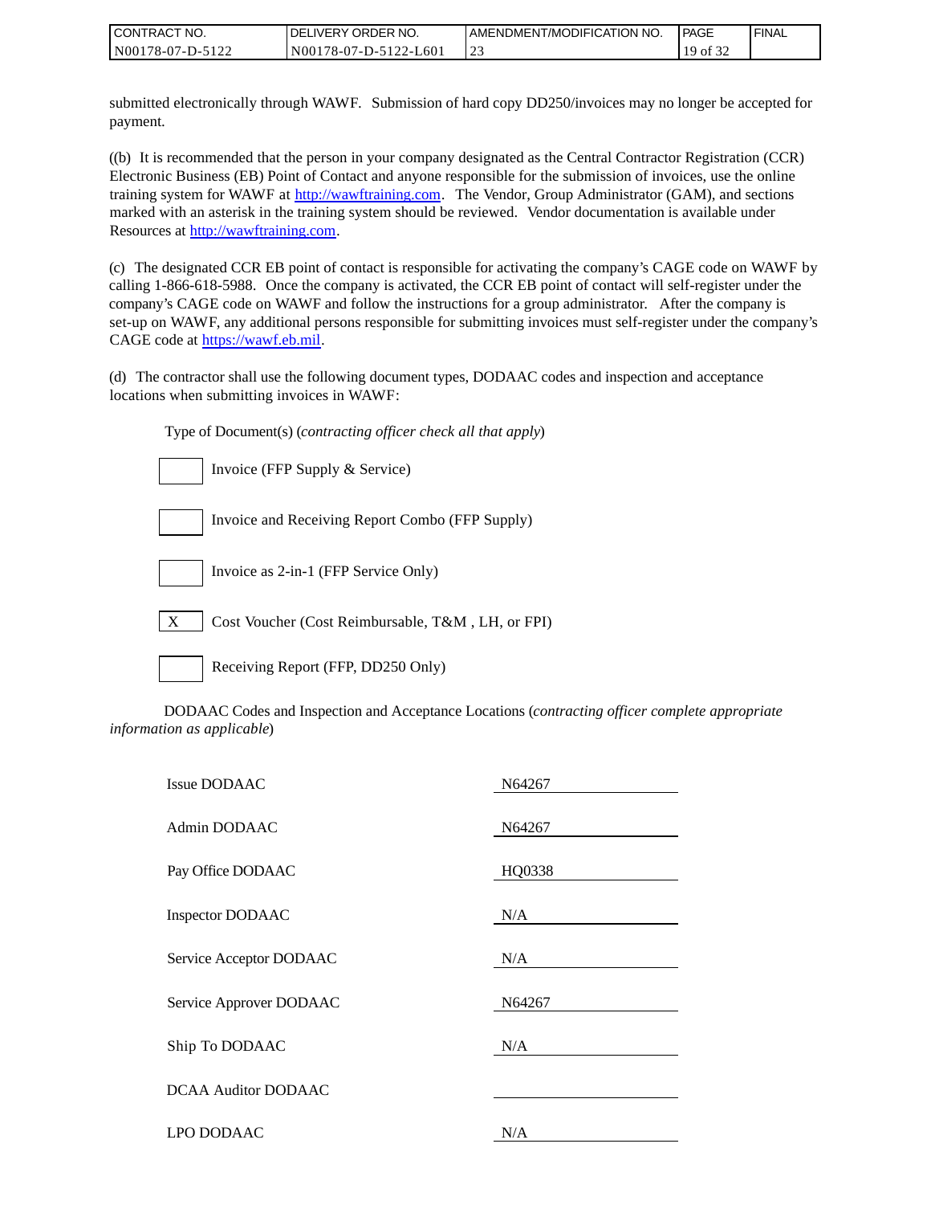submitted electronically through WAWF. Submission of hard copy DD250/invoices may no longer be accepted for payment.

((b) It is recommended that the person in your company designated as the Central Contractor Registration (CCR) Electronic Business (EB) Point of Contact and anyone responsible for the submission of invoices, use the online training system for WAWF at http://wawftraining.com. The Vendor, Group Administrator (GAM), and sections marked with an asterisk in the training system should be reviewed. Vendor documentation is available under Resources at http://wawftraining.com.

(c) The designated CCR EB point of contact is responsible for activating the company's CAGE code on WAWF by calling 1-866-618-5988. Once the company is activated, the CCR EB point of contact will self-register under the company's CAGE code on WAWF and follow the instructions for a group administrator. After the company is set-up on WAWF, any additional persons responsible for submitting invoices must self-register under the company's CAGE code at https://wawf.eb.mil.

(d) The contractor shall use the following document types, DODAAC codes and inspection and acceptance locations when submitting invoices in WAWF:

Type of Document(s) (*contracting officer check all that apply*)

- [ ] Invoice (FFP Supply & Service)
- [ ] Invoice and Receiving Report Combo (FFP Supply)
- [ ] Invoice as 2-in-1 (FFP Service Only)
- [X] Cost Voucher (Cost Reimbursable, T&M , LH, or FPI)
- [ ] Receiving Report (FFP, DD250 Only)

DODAAC Codes and Inspection and Acceptance Locations (*contracting officer complete appropriate information as applicable*)

| | |
|---|---|
| Issue DODAAC | N64267 |
| Admin DODAAC | N64267 |
| Pay Office DODAAC | HQ0338 |
| Inspector DODAAC | N/A |
| Service Acceptor DODAAC | N/A |
| Service Approver DODAAC | N64267 |
| Ship To DODAAC | N/A |
| DCAA Auditor DODAAC | |
| LPO DODAAC | N/A |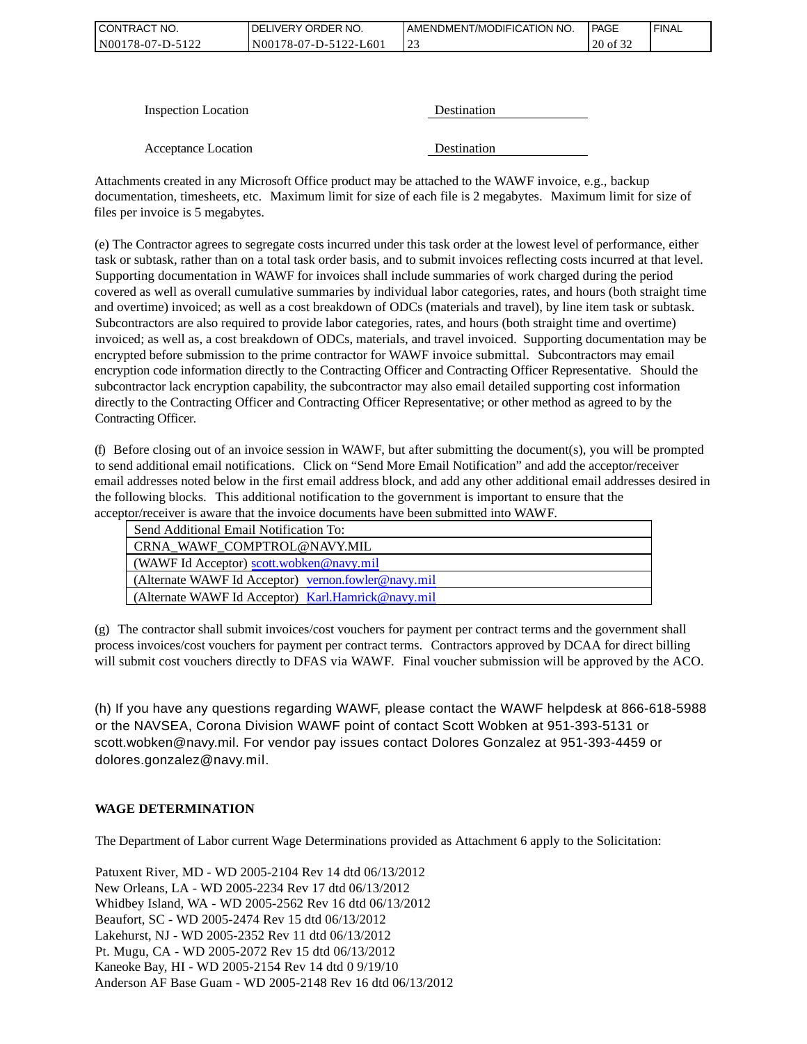Inspection Location Destination

Acceptance Location Destination

Attachments created in any Microsoft Office product may be attached to the WAWF invoice, e.g., backup documentation, timesheets, etc. Maximum limit for size of each file is 2 megabytes. Maximum limit for size of files per invoice is 5 megabytes.

(e) The Contractor agrees to segregate costs incurred under this task order at the lowest level of performance, either task or subtask, rather than on a total task order basis, and to submit invoices reflecting costs incurred at that level. Supporting documentation in WAWF for invoices shall include summaries of work charged during the period covered as well as overall cumulative summaries by individual labor categories, rates, and hours (both straight time and overtime) invoiced; as well as a cost breakdown of ODCs (materials and travel), by line item task or subtask. Subcontractors are also required to provide labor categories, rates, and hours (both straight time and overtime) invoiced; as well as, a cost breakdown of ODCs, materials, and travel invoiced. Supporting documentation may be encrypted before submission to the prime contractor for WAWF invoice submittal. Subcontractors may email encryption code information directly to the Contracting Officer and Contracting Officer Representative. Should the subcontractor lack encryption capability, the subcontractor may also email detailed supporting cost information directly to the Contracting Officer and Contracting Officer Representative; or other method as agreed to by the Contracting Officer.

(f) Before closing out of an invoice session in WAWF, but after submitting the document(s), you will be prompted to send additional email notifications. Click on "Send More Email Notification" and add the acceptor/receiver email addresses noted below in the first email address block, and add any other additional email addresses desired in the following blocks. This additional notification to the government is important to ensure that the acceptor/receiver is aware that the invoice documents have been submitted into WAWF.

| Send Additional Email Notification To: |
|---|
| CRNA_WAWF_COMPTROL@NAVY.MIL |
| (WAWF Id Acceptor) scott.wobken@navy.mil |
| (Alternate WAWF Id Acceptor) vernon.fowler@navy.mil |
| (Alternate WAWF Id Acceptor) Karl.Hamrick@navy.mil |

(g) The contractor shall submit invoices/cost vouchers for payment per contract terms and the government shall process invoices/cost vouchers for payment per contract terms. Contractors approved by DCAA for direct billing will submit cost vouchers directly to DFAS via WAWF. Final voucher submission will be approved by the ACO.

(h) If you have any questions regarding WAWF, please contact the WAWF helpdesk at 866-618-5988 or the NAVSEA, Corona Division WAWF point of contact Scott Wobken at 951-393-5131 or scott.wobken@navy.mil. For vendor pay issues contact Dolores Gonzalez at 951-393-4459 or dolores.gonzalez@navy.mil.

**WAGE DETERMINATION**

The Department of Labor current Wage Determinations provided as Attachment 6 apply to the Solicitation:

Patuxent River, MD - WD 2005-2104 Rev 14 dtd 06/13/2012
New Orleans, LA - WD 2005-2234 Rev 17 dtd 06/13/2012
Whidbey Island, WA - WD 2005-2562 Rev 16 dtd 06/13/2012
Beaufort, SC - WD 2005-2474 Rev 15 dtd 06/13/2012
Lakehurst, NJ - WD 2005-2352 Rev 11 dtd 06/13/2012
Pt. Mugu, CA - WD 2005-2072 Rev 15 dtd 06/13/2012
Kaneoke Bay, HI - WD 2005-2154 Rev 14 dtd 0 9/19/10
Anderson AF Base Guam - WD 2005-2148 Rev 16 dtd 06/13/2012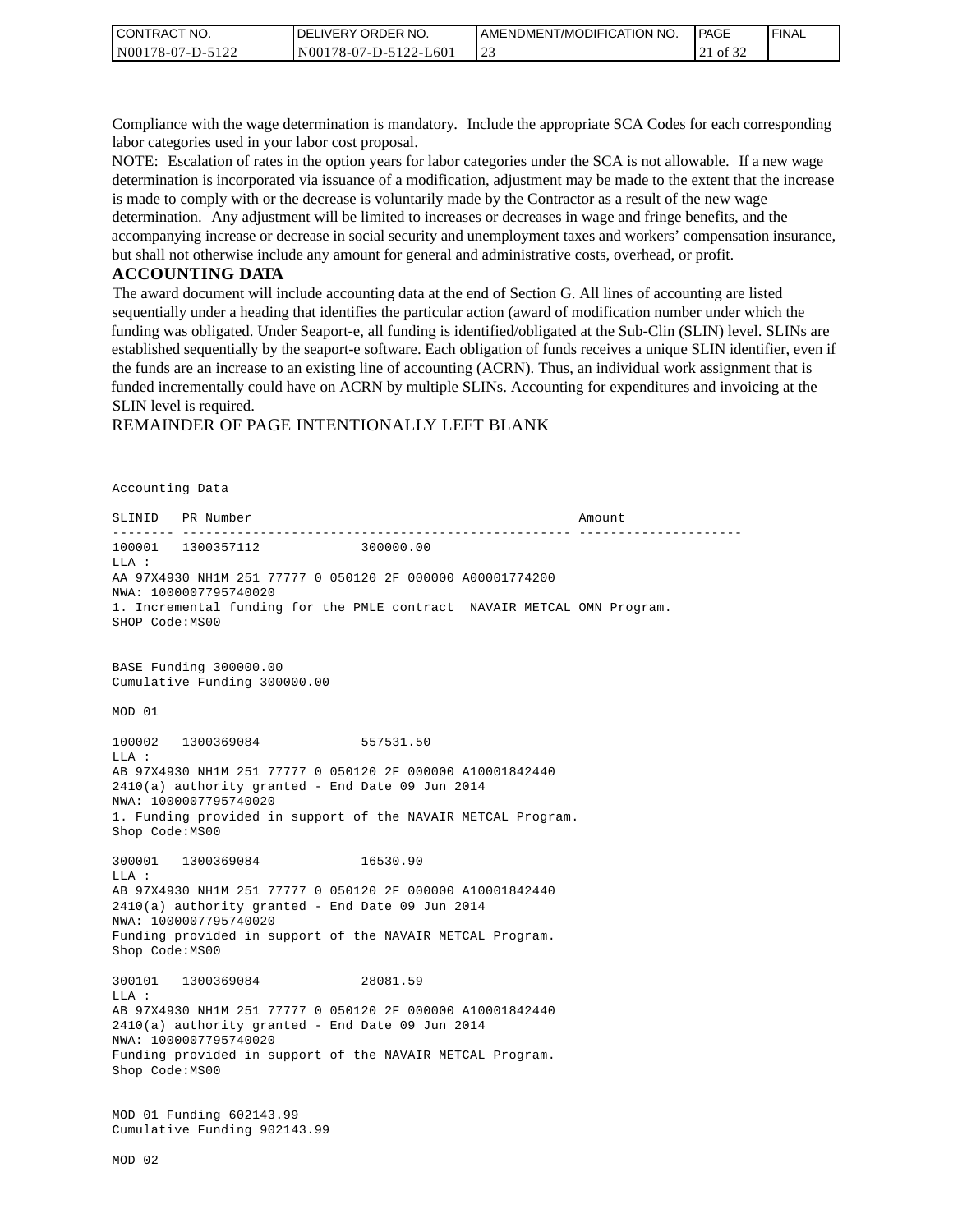Compliance with the wage determination is mandatory. Include the appropriate SCA Codes for each corresponding labor categories used in your labor cost proposal.

NOTE: Escalation of rates in the option years for labor categories under the SCA is not allowable. If a new wage determination is incorporated via issuance of a modification, adjustment may be made to the extent that the increase is made to comply with or the decrease is voluntarily made by the Contractor as a result of the new wage determination. Any adjustment will be limited to increases or decreases in wage and fringe benefits, and the accompanying increase or decrease in social security and unemployment taxes and workers' compensation insurance, but shall not otherwise include any amount for general and administrative costs, overhead, or profit.

**ACCOUNTING DATA**

The award document will include accounting data at the end of Section G. All lines of accounting are listed sequentially under a heading that identifies the particular action (award of modification number under which the funding was obligated. Under Seaport-e, all funding is identified/obligated at the Sub-Clin (SLIN) level. SLINs are established sequentially by the seaport-e software. Each obligation of funds receives a unique SLIN identifier, even if the funds are an increase to an existing line of accounting (ACRN). Thus, an individual work assignment that is funded incrementally could have on ACRN by multiple SLINs. Accounting for expenditures and invoicing at the SLIN level is required.

REMAINDER OF PAGE INTENTIONALLY LEFT BLANK

```
Accounting Data

SLINID   PR Number                                              Amount
-------- ------------------------------------------------------ ---------------------
100001   1300357112             300000.00
LLA :
AA 97X4930 NH1M 251 77777 0 050120 2F 000000 A00001774200
NWA: 1000007795740020
1. Incremental funding for the PMLE contract  NAVAIR METCAL OMN Program.
SHOP Code:MS00


BASE Funding 300000.00
Cumulative Funding 300000.00

MOD 01

100002   1300369084             557531.50
LLA :
AB 97X4930 NH1M 251 77777 0 050120 2F 000000 A10001842440
2410(a) authority granted - End Date 09 Jun 2014
NWA: 1000007795740020
1. Funding provided in support of the NAVAIR METCAL Program.
Shop Code:MS00

300001   1300369084             16530.90
LLA :
AB 97X4930 NH1M 251 77777 0 050120 2F 000000 A10001842440
2410(a) authority granted - End Date 09 Jun 2014
NWA: 1000007795740020
Funding provided in support of the NAVAIR METCAL Program.
Shop Code:MS00

300101   1300369084             28081.59
LLA :
AB 97X4930 NH1M 251 77777 0 050120 2F 000000 A10001842440
2410(a) authority granted - End Date 09 Jun 2014
NWA: 1000007795740020
Funding provided in support of the NAVAIR METCAL Program.
Shop Code:MS00


MOD 01 Funding 602143.99
Cumulative Funding 902143.99

MOD 02
```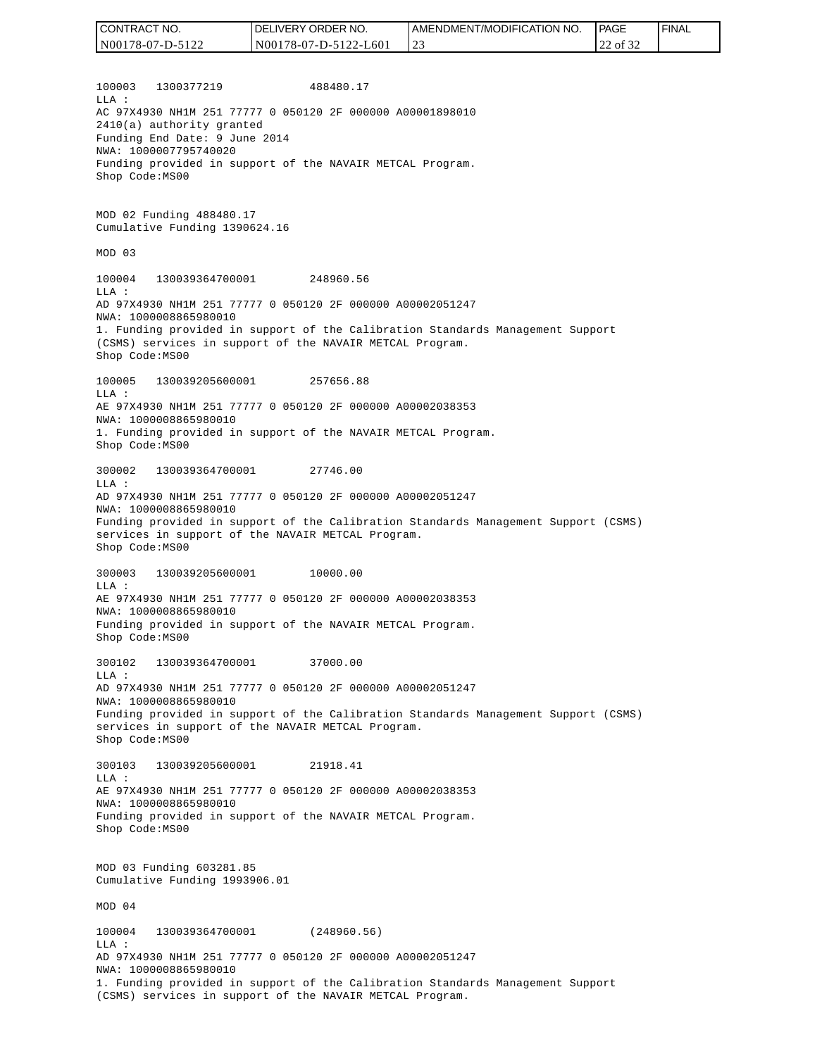100003   1300377219             488480.17
LLA :
AC 97X4930 NH1M 251 77777 0 050120 2F 000000 A00001898010
2410(a) authority granted
Funding End Date: 9 June 2014
NWA: 1000007795740020
Funding provided in support of the NAVAIR METCAL Program.
Shop Code:MS00

MOD 02 Funding 488480.17
Cumulative Funding 1390624.16

MOD 03

100004   130039364700001        248960.56
LLA :
AD 97X4930 NH1M 251 77777 0 050120 2F 000000 A00002051247
NWA: 1000008865980010
1. Funding provided in support of the Calibration Standards Management Support (CSMS) services in support of the NAVAIR METCAL Program.
Shop Code:MS00

100005   130039205600001        257656.88
LLA :
AE 97X4930 NH1M 251 77777 0 050120 2F 000000 A00002038353
NWA: 1000008865980010
1. Funding provided in support of the NAVAIR METCAL Program.
Shop Code:MS00

300002   130039364700001        27746.00
LLA :
AD 97X4930 NH1M 251 77777 0 050120 2F 000000 A00002051247
NWA: 1000008865980010
Funding provided in support of the Calibration Standards Management Support (CSMS) services in support of the NAVAIR METCAL Program.
Shop Code:MS00

300003   130039205600001        10000.00
LLA :
AE 97X4930 NH1M 251 77777 0 050120 2F 000000 A00002038353
NWA: 1000008865980010
Funding provided in support of the NAVAIR METCAL Program.
Shop Code:MS00

300102   130039364700001        37000.00
LLA :
AD 97X4930 NH1M 251 77777 0 050120 2F 000000 A00002051247
NWA: 1000008865980010
Funding provided in support of the Calibration Standards Management Support (CSMS) services in support of the NAVAIR METCAL Program.
Shop Code:MS00

300103   130039205600001        21918.41
LLA :
AE 97X4930 NH1M 251 77777 0 050120 2F 000000 A00002038353
NWA: 1000008865980010
Funding provided in support of the NAVAIR METCAL Program.
Shop Code:MS00

MOD 03 Funding 603281.85
Cumulative Funding 1993906.01

MOD 04

100004   130039364700001        (248960.56)
LLA :
AD 97X4930 NH1M 251 77777 0 050120 2F 000000 A00002051247
NWA: 1000008865980010
1. Funding provided in support of the Calibration Standards Management Support (CSMS) services in support of the NAVAIR METCAL Program.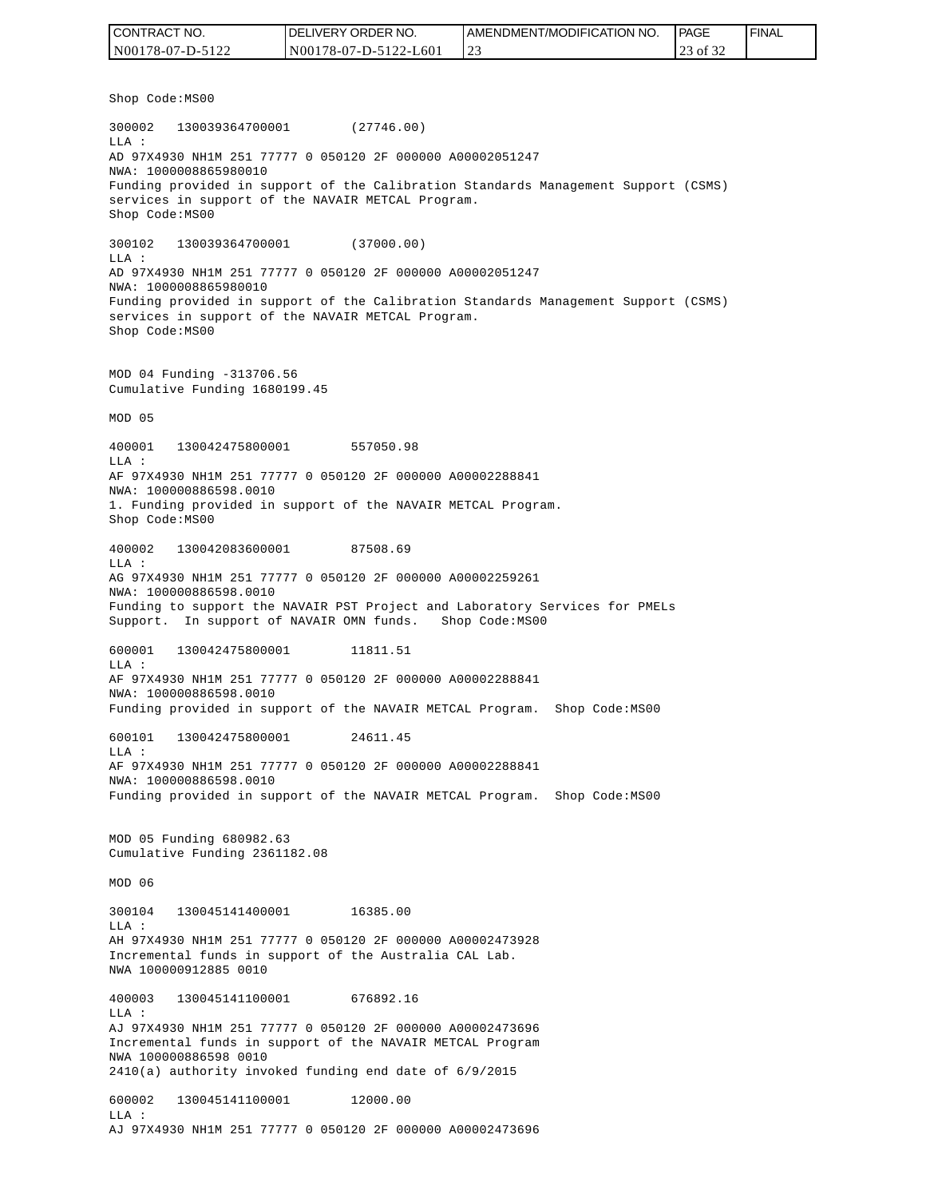Shop Code:MS00

300002 130039364700001 (27746.00)
LLA :
AD 97X4930 NH1M 251 77777 0 050120 2F 000000 A00002051247
NWA: 1000008865980010
Funding provided in support of the Calibration Standards Management Support (CSMS) services in support of the NAVAIR METCAL Program.
Shop Code:MS00

300102 130039364700001 (37000.00)
LLA :
AD 97X4930 NH1M 251 77777 0 050120 2F 000000 A00002051247
NWA: 1000008865980010
Funding provided in support of the Calibration Standards Management Support (CSMS) services in support of the NAVAIR METCAL Program.
Shop Code:MS00

MOD 04 Funding -313706.56
Cumulative Funding 1680199.45

MOD 05

400001 130042475800001 557050.98
LLA :
AF 97X4930 NH1M 251 77777 0 050120 2F 000000 A00002288841
NWA: 100000886598.0010
1. Funding provided in support of the NAVAIR METCAL Program.
Shop Code:MS00

400002 130042083600001 87508.69
LLA :
AG 97X4930 NH1M 251 77777 0 050120 2F 000000 A00002259261
NWA: 100000886598.0010
Funding to support the NAVAIR PST Project and Laboratory Services for PMELs Support. In support of NAVAIR OMN funds. Shop Code:MS00

600001 130042475800001 11811.51
LLA :
AF 97X4930 NH1M 251 77777 0 050120 2F 000000 A00002288841
NWA: 100000886598.0010
Funding provided in support of the NAVAIR METCAL Program. Shop Code:MS00

600101 130042475800001 24611.45
LLA :
AF 97X4930 NH1M 251 77777 0 050120 2F 000000 A00002288841
NWA: 100000886598.0010
Funding provided in support of the NAVAIR METCAL Program. Shop Code:MS00

MOD 05 Funding 680982.63
Cumulative Funding 2361182.08

MOD 06

300104 130045141400001 16385.00
LLA :
AH 97X4930 NH1M 251 77777 0 050120 2F 000000 A00002473928
Incremental funds in support of the Australia CAL Lab.
NWA 100000912885 0010

400003 130045141100001 676892.16
LLA :
AJ 97X4930 NH1M 251 77777 0 050120 2F 000000 A00002473696
Incremental funds in support of the NAVAIR METCAL Program
NWA 100000886598 0010
2410(a) authority invoked funding end date of 6/9/2015

600002 130045141100001 12000.00
LLA :
AJ 97X4930 NH1M 251 77777 0 050120 2F 000000 A00002473696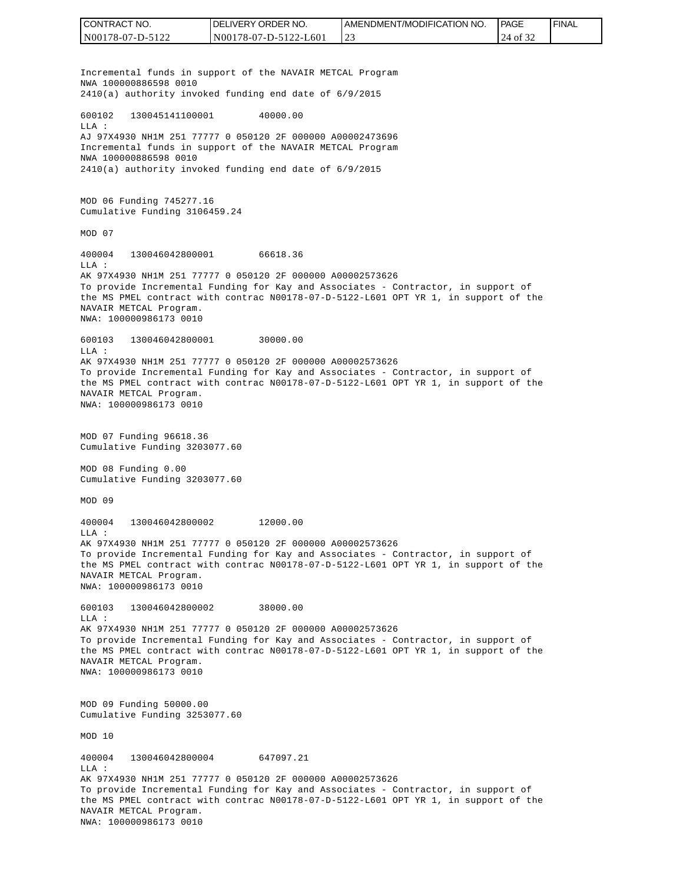Incremental funds in support of the NAVAIR METCAL Program
NWA 100000886598 0010
2410(a) authority invoked funding end date of 6/9/2015

600102   130045141100001         40000.00
LLA :
AJ 97X4930 NH1M 251 77777 0 050120 2F 000000 A00002473696
Incremental funds in support of the NAVAIR METCAL Program
NWA 100000886598 0010
2410(a) authority invoked funding end date of 6/9/2015

MOD 06 Funding 745277.16
Cumulative Funding 3106459.24

MOD 07

400004   130046042800001         66618.36
LLA :
AK 97X4930 NH1M 251 77777 0 050120 2F 000000 A00002573626
To provide Incremental Funding for Kay and Associates - Contractor, in support of the MS PMEL contract with contrac N00178-07-D-5122-L601 OPT YR 1, in support of the NAVAIR METCAL Program.
NWA: 100000986173 0010

600103   130046042800001         30000.00
LLA :
AK 97X4930 NH1M 251 77777 0 050120 2F 000000 A00002573626
To provide Incremental Funding for Kay and Associates - Contractor, in support of the MS PMEL contract with contrac N00178-07-D-5122-L601 OPT YR 1, in support of the NAVAIR METCAL Program.
NWA: 100000986173 0010

MOD 07 Funding 96618.36
Cumulative Funding 3203077.60

MOD 08 Funding 0.00
Cumulative Funding 3203077.60

MOD 09

400004   130046042800002         12000.00
LLA :
AK 97X4930 NH1M 251 77777 0 050120 2F 000000 A00002573626
To provide Incremental Funding for Kay and Associates - Contractor, in support of the MS PMEL contract with contrac N00178-07-D-5122-L601 OPT YR 1, in support of the NAVAIR METCAL Program.
NWA: 100000986173 0010

600103   130046042800002         38000.00
LLA :
AK 97X4930 NH1M 251 77777 0 050120 2F 000000 A00002573626
To provide Incremental Funding for Kay and Associates - Contractor, in support of the MS PMEL contract with contrac N00178-07-D-5122-L601 OPT YR 1, in support of the NAVAIR METCAL Program.
NWA: 100000986173 0010

MOD 09 Funding 50000.00
Cumulative Funding 3253077.60

MOD 10

400004   130046042800004         647097.21
LLA :
AK 97X4930 NH1M 251 77777 0 050120 2F 000000 A00002573626
To provide Incremental Funding for Kay and Associates - Contractor, in support of the MS PMEL contract with contrac N00178-07-D-5122-L601 OPT YR 1, in support of the NAVAIR METCAL Program.
NWA: 100000986173 0010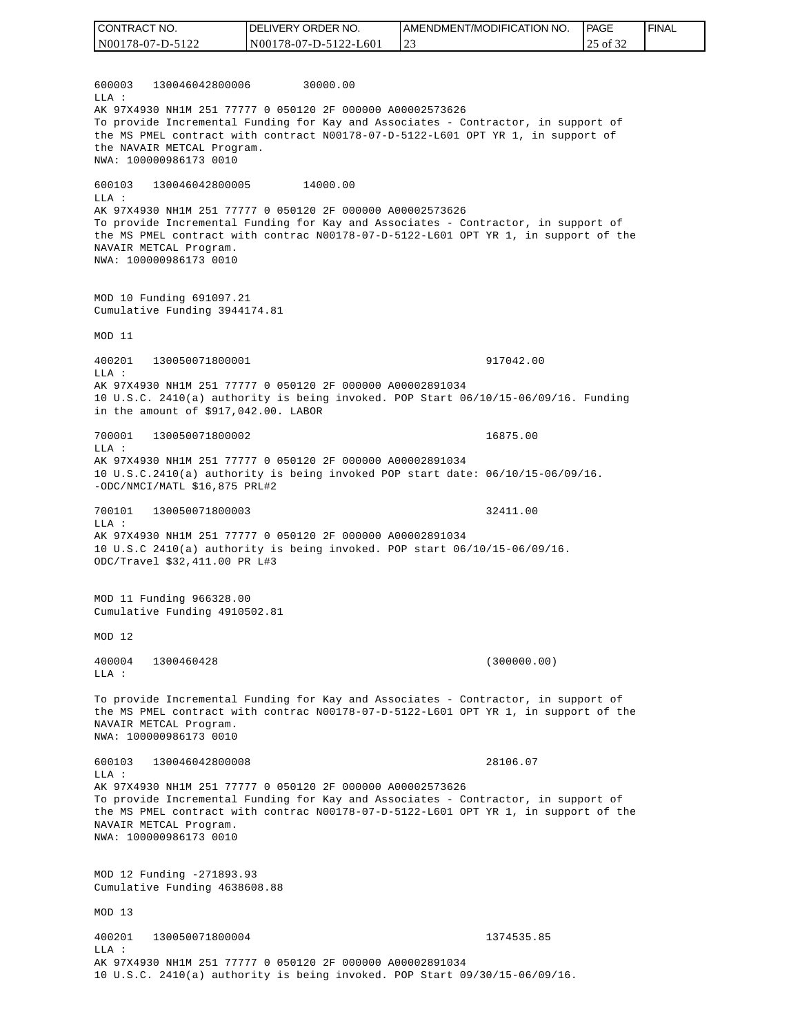600003 130046042800006 30000.00
LLA :
AK 97X4930 NH1M 251 77777 0 050120 2F 000000 A00002573626
To provide Incremental Funding for Kay and Associates - Contractor, in support of the MS PMEL contract with contract N00178-07-D-5122-L601 OPT YR 1, in support of the NAVAIR METCAL Program.
NWA: 100000986173 0010

600103 130046042800005 14000.00
LLA :
AK 97X4930 NH1M 251 77777 0 050120 2F 000000 A00002573626
To provide Incremental Funding for Kay and Associates - Contractor, in support of the MS PMEL contract with contrac N00178-07-D-5122-L601 OPT YR 1, in support of the NAVAIR METCAL Program.
NWA: 100000986173 0010

MOD 10 Funding 691097.21
Cumulative Funding 3944174.81

MOD 11

400201 130050071800001 917042.00
LLA :
AK 97X4930 NH1M 251 77777 0 050120 2F 000000 A00002891034
10 U.S.C. 2410(a) authority is being invoked. POP Start 06/10/15-06/09/16. Funding in the amount of $917,042.00. LABOR

700001 130050071800002 16875.00
LLA :
AK 97X4930 NH1M 251 77777 0 050120 2F 000000 A00002891034
10 U.S.C.2410(a) authority is being invoked POP start date: 06/10/15-06/09/16. -ODC/NMCI/MATL $16,875 PRL#2

700101 130050071800003 32411.00
LLA :
AK 97X4930 NH1M 251 77777 0 050120 2F 000000 A00002891034
10 U.S.C 2410(a) authority is being invoked. POP start 06/10/15-06/09/16. ODC/Travel $32,411.00 PR L#3

MOD 11 Funding 966328.00
Cumulative Funding 4910502.81

MOD 12

400004 1300460428 (300000.00)
LLA :

To provide Incremental Funding for Kay and Associates - Contractor, in support of the MS PMEL contract with contrac N00178-07-D-5122-L601 OPT YR 1, in support of the NAVAIR METCAL Program.
NWA: 100000986173 0010

600103 130046042800008 28106.07
LLA :
AK 97X4930 NH1M 251 77777 0 050120 2F 000000 A00002573626
To provide Incremental Funding for Kay and Associates - Contractor, in support of the MS PMEL contract with contrac N00178-07-D-5122-L601 OPT YR 1, in support of the NAVAIR METCAL Program.
NWA: 100000986173 0010

MOD 12 Funding -271893.93
Cumulative Funding 4638608.88

MOD 13

400201 130050071800004 1374535.85
LLA :
AK 97X4930 NH1M 251 77777 0 050120 2F 000000 A00002891034
10 U.S.C. 2410(a) authority is being invoked. POP Start 09/30/15-06/09/16.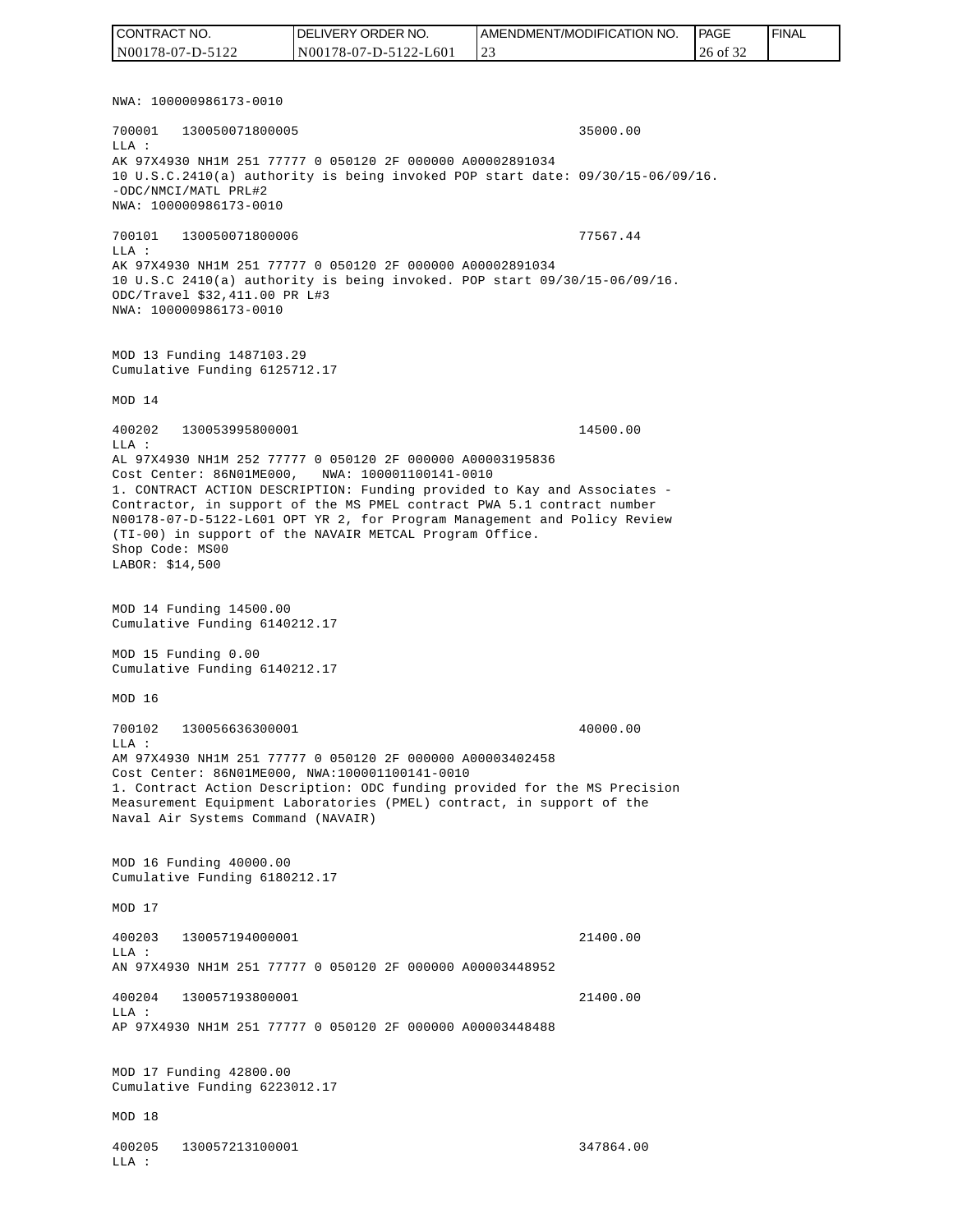NWA: 100000986173-0010

700001   130050071800005                                        35000.00
LLA :
AK 97X4930 NH1M 251 77777 0 050120 2F 000000 A00002891034
10 U.S.C.2410(a) authority is being invoked POP start date: 09/30/15-06/09/16.
-ODC/NMCI/MATL PRL#2
NWA: 100000986173-0010

700101   130050071800006                                        77567.44
LLA :
AK 97X4930 NH1M 251 77777 0 050120 2F 000000 A00002891034
10 U.S.C 2410(a) authority is being invoked. POP start 09/30/15-06/09/16.
ODC/Travel $32,411.00 PR L#3
NWA: 100000986173-0010

MOD 13 Funding 1487103.29
Cumulative Funding 6125712.17

MOD 14

400202   130053995800001                                        14500.00
LLA :
AL 97X4930 NH1M 252 77777 0 050120 2F 000000 A00003195836
Cost Center: 86N01ME000,   NWA: 100001100141-0010
1. CONTRACT ACTION DESCRIPTION: Funding provided to Kay and Associates -
Contractor, in support of the MS PMEL contract PWA 5.1 contract number
N00178-07-D-5122-L601 OPT YR 2, for Program Management and Policy Review
(TI-00) in support of the NAVAIR METCAL Program Office.
Shop Code: MS00
LABOR: $14,500

MOD 14 Funding 14500.00
Cumulative Funding 6140212.17

MOD 15 Funding 0.00
Cumulative Funding 6140212.17

MOD 16

700102   130056636300001                                        40000.00
LLA :
AM 97X4930 NH1M 251 77777 0 050120 2F 000000 A00003402458
Cost Center: 86N01ME000, NWA:100001100141-0010
1. Contract Action Description: ODC funding provided for the MS Precision
Measurement Equipment Laboratories (PMEL) contract, in support of the
Naval Air Systems Command (NAVAIR)

MOD 16 Funding 40000.00
Cumulative Funding 6180212.17

MOD 17

400203   130057194000001                                        21400.00
LLA :
AN 97X4930 NH1M 251 77777 0 050120 2F 000000 A00003448952

400204   130057193800001                                        21400.00
LLA :
AP 97X4930 NH1M 251 77777 0 050120 2F 000000 A00003448488

MOD 17 Funding 42800.00
Cumulative Funding 6223012.17

MOD 18

400205   130057213100001                                        347864.00
LLA :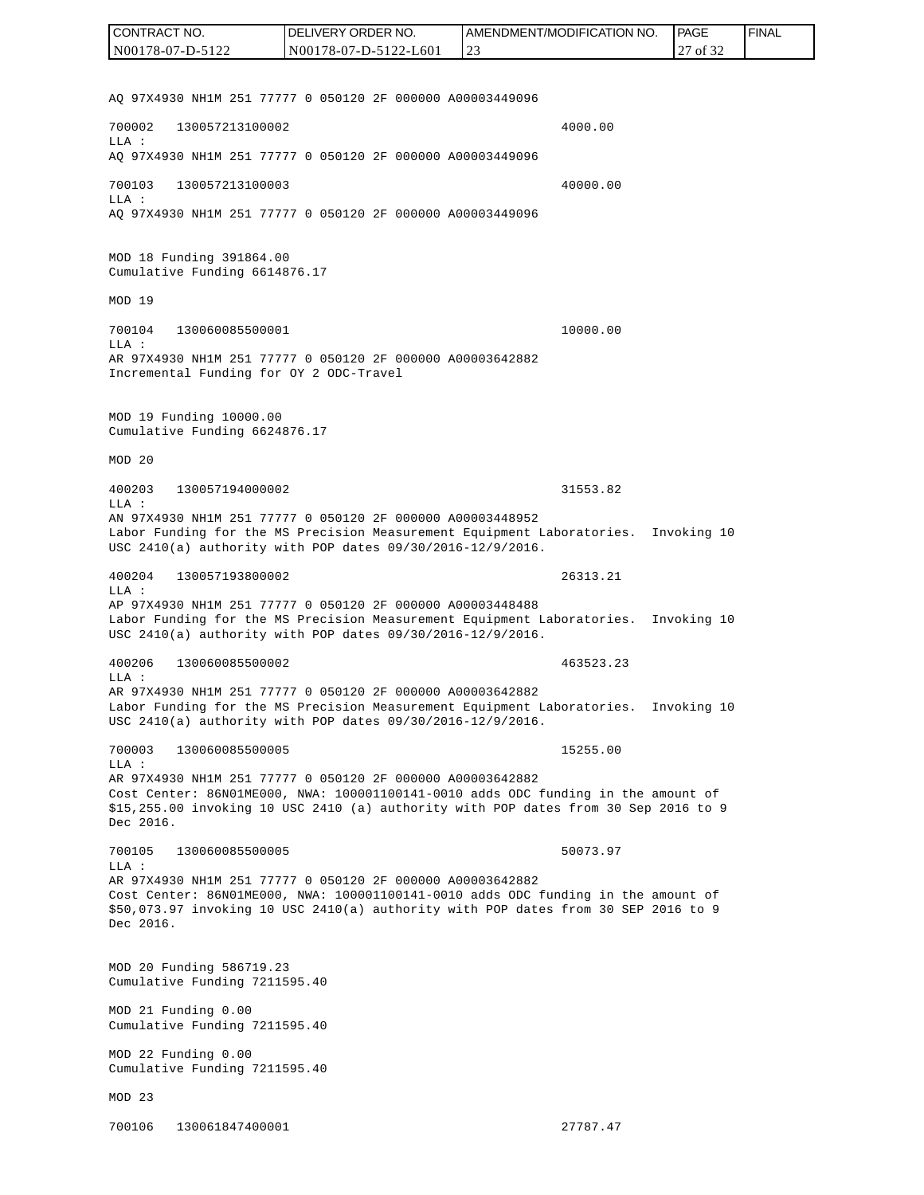AQ 97X4930 NH1M 251 77777 0 050120 2F 000000 A00003449096

700002    130057213100002                                    4000.00
LLA :
AQ 97X4930 NH1M 251 77777 0 050120 2F 000000 A00003449096

700103    130057213100003                                    40000.00
LLA :
AQ 97X4930 NH1M 251 77777 0 050120 2F 000000 A00003449096

MOD 18 Funding 391864.00
Cumulative Funding 6614876.17

MOD 19

700104    130060085500001                                    10000.00
LLA :
AR 97X4930 NH1M 251 77777 0 050120 2F 000000 A00003642882
Incremental Funding for OY 2 ODC-Travel

MOD 19 Funding 10000.00
Cumulative Funding 6624876.17

MOD 20

400203    130057194000002                                    31553.82
LLA :
AN 97X4930 NH1M 251 77777 0 050120 2F 000000 A00003448952
Labor Funding for the MS Precision Measurement Equipment Laboratories.  Invoking 10 USC 2410(a) authority with POP dates 09/30/2016-12/9/2016.

400204    130057193800002                                    26313.21
LLA :
AP 97X4930 NH1M 251 77777 0 050120 2F 000000 A00003448488
Labor Funding for the MS Precision Measurement Equipment Laboratories.  Invoking 10 USC 2410(a) authority with POP dates 09/30/2016-12/9/2016.

400206    130060085500002                                    463523.23
LLA :
AR 97X4930 NH1M 251 77777 0 050120 2F 000000 A00003642882
Labor Funding for the MS Precision Measurement Equipment Laboratories.  Invoking 10 USC 2410(a) authority with POP dates 09/30/2016-12/9/2016.

700003    130060085500005                                    15255.00
LLA :
AR 97X4930 NH1M 251 77777 0 050120 2F 000000 A00003642882
Cost Center: 86N01ME000, NWA: 100001100141-0010 adds ODC funding in the amount of $15,255.00 invoking 10 USC 2410 (a) authority with POP dates from 30 Sep 2016 to 9 Dec 2016.

700105    130060085500005                                    50073.97
LLA :
AR 97X4930 NH1M 251 77777 0 050120 2F 000000 A00003642882
Cost Center: 86N01ME000, NWA: 100001100141-0010 adds ODC funding in the amount of $50,073.97 invoking 10 USC 2410(a) authority with POP dates from 30 SEP 2016 to 9 Dec 2016.

MOD 20 Funding 586719.23
Cumulative Funding 7211595.40

MOD 21 Funding 0.00
Cumulative Funding 7211595.40

MOD 22 Funding 0.00
Cumulative Funding 7211595.40

MOD 23

700106    130061847400001                                    27787.47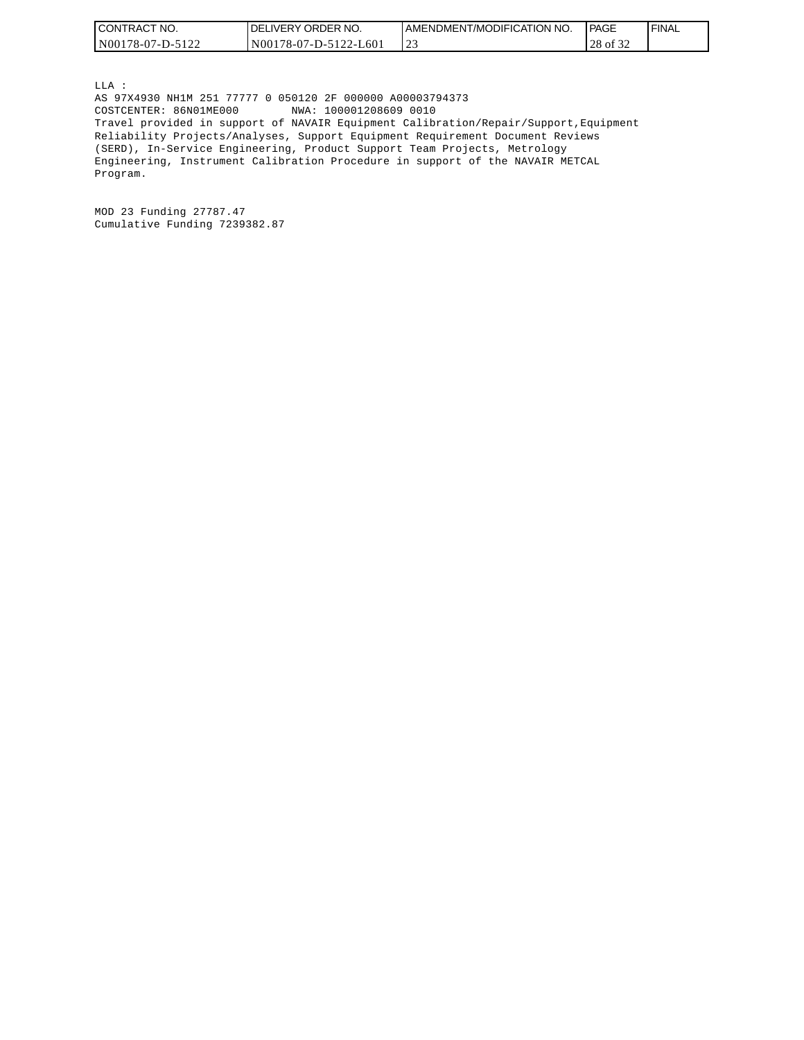LLA :
AS 97X4930 NH1M 251 77777 0 050120 2F 000000 A00003794373
COSTCENTER: 86N01ME000 NWA: 100001208609 0010
Travel provided in support of NAVAIR Equipment Calibration/Repair/Support,Equipment Reliability Projects/Analyses, Support Equipment Requirement Document Reviews (SERD), In-Service Engineering, Product Support Team Projects, Metrology Engineering, Instrument Calibration Procedure in support of the NAVAIR METCAL Program.

MOD 23 Funding 27787.47
Cumulative Funding 7239382.87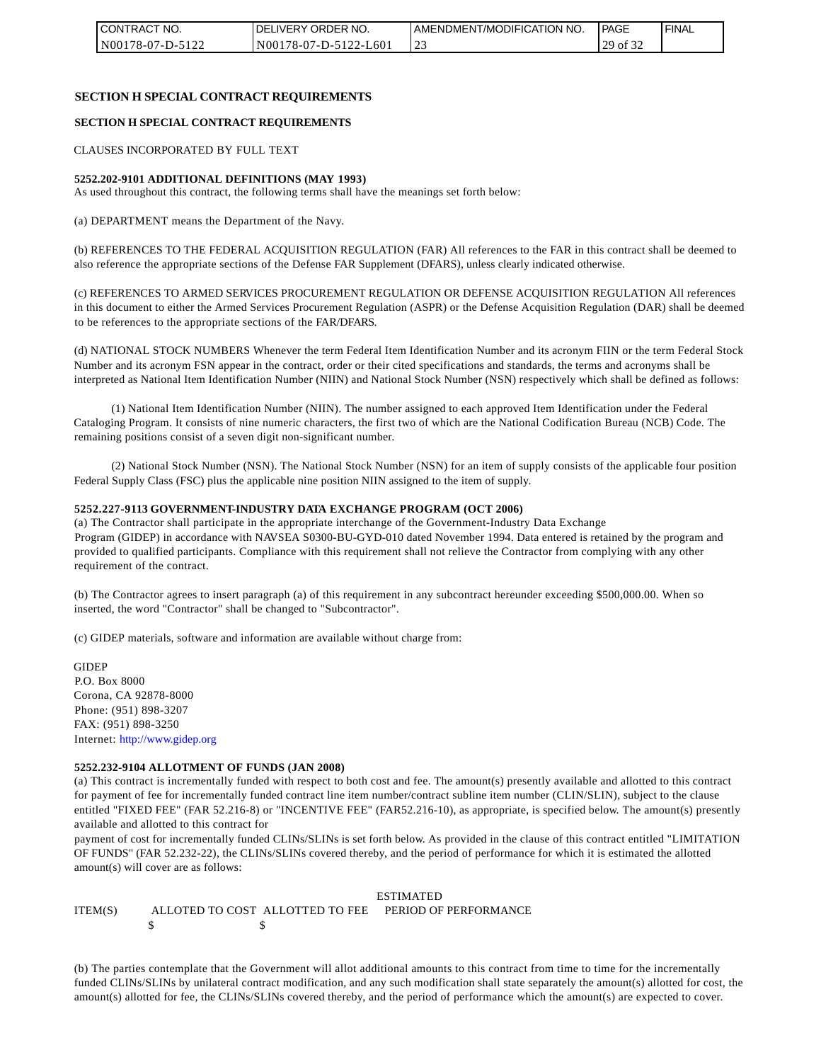## SECTION H SPECIAL CONTRACT REQUIREMENTS

### SECTION H SPECIAL CONTRACT REQUIREMENTS

CLAUSES INCORPORATED BY FULL TEXT

**5252.202-9101 ADDITIONAL DEFINITIONS (MAY 1993)**
As used throughout this contract, the following terms shall have the meanings set forth below:

(a) DEPARTMENT means the Department of the Navy.

(b) REFERENCES TO THE FEDERAL ACQUISITION REGULATION (FAR) All references to the FAR in this contract shall be deemed to also reference the appropriate sections of the Defense FAR Supplement (DFARS), unless clearly indicated otherwise.

(c) REFERENCES TO ARMED SERVICES PROCUREMENT REGULATION OR DEFENSE ACQUISITION REGULATION All references in this document to either the Armed Services Procurement Regulation (ASPR) or the Defense Acquisition Regulation (DAR) shall be deemed to be references to the appropriate sections of the FAR/DFARS.

(d) NATIONAL STOCK NUMBERS Whenever the term Federal Item Identification Number and its acronym FIIN or the term Federal Stock Number and its acronym FSN appear in the contract, order or their cited specifications and standards, the terms and acronyms shall be interpreted as National Item Identification Number (NIIN) and National Stock Number (NSN) respectively which shall be defined as follows:

(1) National Item Identification Number (NIIN). The number assigned to each approved Item Identification under the Federal Cataloging Program. It consists of nine numeric characters, the first two of which are the National Codification Bureau (NCB) Code. The remaining positions consist of a seven digit non-significant number.

(2) National Stock Number (NSN). The National Stock Number (NSN) for an item of supply consists of the applicable four position Federal Supply Class (FSC) plus the applicable nine position NIIN assigned to the item of supply.

**5252.227-9113 GOVERNMENT-INDUSTRY DATA EXCHANGE PROGRAM (OCT 2006)**
(a) The Contractor shall participate in the appropriate interchange of the Government-Industry Data Exchange Program (GIDEP) in accordance with NAVSEA S0300-BU-GYD-010 dated November 1994. Data entered is retained by the program and provided to qualified participants. Compliance with this requirement shall not relieve the Contractor from complying with any other requirement of the contract.

(b) The Contractor agrees to insert paragraph (a) of this requirement in any subcontract hereunder exceeding $500,000.00. When so inserted, the word "Contractor" shall be changed to "Subcontractor".

(c) GIDEP materials, software and information are available without charge from:

GIDEP
P.O. Box 8000
Corona, CA 92878-8000
Phone: (951) 898-3207
FAX: (951) 898-3250
Internet: http://www.gidep.org

**5252.232-9104 ALLOTMENT OF FUNDS (JAN 2008)**
(a) This contract is incrementally funded with respect to both cost and fee. The amount(s) presently available and allotted to this contract for payment of fee for incrementally funded contract line item number/contract subline item number (CLIN/SLIN), subject to the clause entitled "FIXED FEE" (FAR 52.216-8) or "INCENTIVE FEE" (FAR52.216-10), as appropriate, is specified below. The amount(s) presently available and allotted to this contract for payment of cost for incrementally funded CLINs/SLINs is set forth below. As provided in the clause of this contract entitled "LIMITATION OF FUNDS" (FAR 52.232-22), the CLINs/SLINs covered thereby, and the period of performance for which it is estimated the allotted amount(s) will cover are as follows:

| ITEM(S) | ALLOTED TO COST | ALLOTTED TO FEE | ESTIMATED PERIOD OF PERFORMANCE |
|---|---|---|---|
| | $ | $ | |

(b) The parties contemplate that the Government will allot additional amounts to this contract from time to time for the incrementally funded CLINs/SLINs by unilateral contract modification, and any such modification shall state separately the amount(s) allotted for cost, the amount(s) allotted for fee, the CLINs/SLINs covered thereby, and the period of performance which the amount(s) are expected to cover.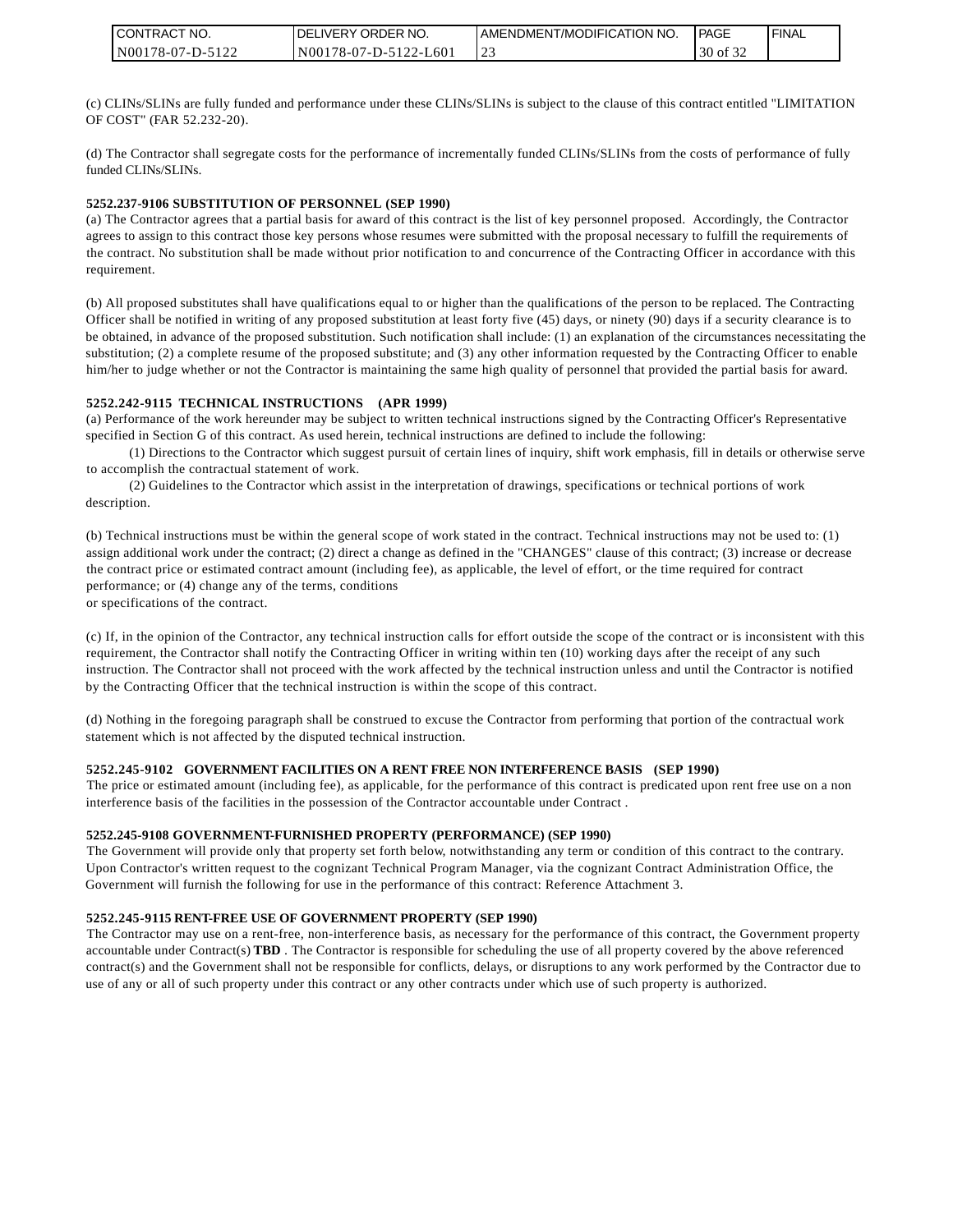(c) CLINs/SLINs are fully funded and performance under these CLINs/SLINs is subject to the clause of this contract entitled "LIMITATION OF COST" (FAR 52.232-20).

(d) The Contractor shall segregate costs for the performance of incrementally funded CLINs/SLINs from the costs of performance of fully funded CLINs/SLINs.

**5252.237-9106 SUBSTITUTION OF PERSONNEL (SEP 1990)**

(a) The Contractor agrees that a partial basis for award of this contract is the list of key personnel proposed. Accordingly, the Contractor agrees to assign to this contract those key persons whose resumes were submitted with the proposal necessary to fulfill the requirements of the contract. No substitution shall be made without prior notification to and concurrence of the Contracting Officer in accordance with this requirement.

(b) All proposed substitutes shall have qualifications equal to or higher than the qualifications of the person to be replaced. The Contracting Officer shall be notified in writing of any proposed substitution at least forty five (45) days, or ninety (90) days if a security clearance is to be obtained, in advance of the proposed substitution. Such notification shall include: (1) an explanation of the circumstances necessitating the substitution; (2) a complete resume of the proposed substitute; and (3) any other information requested by the Contracting Officer to enable him/her to judge whether or not the Contractor is maintaining the same high quality of personnel that provided the partial basis for award.

**5252.242-9115 TECHNICAL INSTRUCTIONS (APR 1999)**

(a) Performance of the work hereunder may be subject to written technical instructions signed by the Contracting Officer's Representative specified in Section G of this contract. As used herein, technical instructions are defined to include the following:

(1) Directions to the Contractor which suggest pursuit of certain lines of inquiry, shift work emphasis, fill in details or otherwise serve to accomplish the contractual statement of work.

(2) Guidelines to the Contractor which assist in the interpretation of drawings, specifications or technical portions of work description.

(b) Technical instructions must be within the general scope of work stated in the contract. Technical instructions may not be used to: (1) assign additional work under the contract; (2) direct a change as defined in the "CHANGES" clause of this contract; (3) increase or decrease the contract price or estimated contract amount (including fee), as applicable, the level of effort, or the time required for contract performance; or (4) change any of the terms, conditions or specifications of the contract.

(c) If, in the opinion of the Contractor, any technical instruction calls for effort outside the scope of the contract or is inconsistent with this requirement, the Contractor shall notify the Contracting Officer in writing within ten (10) working days after the receipt of any such instruction. The Contractor shall not proceed with the work affected by the technical instruction unless and until the Contractor is notified by the Contracting Officer that the technical instruction is within the scope of this contract.

(d) Nothing in the foregoing paragraph shall be construed to excuse the Contractor from performing that portion of the contractual work statement which is not affected by the disputed technical instruction.

**5252.245-9102 GOVERNMENT FACILITIES ON A RENT FREE NON INTERFERENCE BASIS (SEP 1990)**

The price or estimated amount (including fee), as applicable, for the performance of this contract is predicated upon rent free use on a non interference basis of the facilities in the possession of the Contractor accountable under Contract .

**5252.245-9108 GOVERNMENT-FURNISHED PROPERTY (PERFORMANCE) (SEP 1990)**

The Government will provide only that property set forth below, notwithstanding any term or condition of this contract to the contrary. Upon Contractor's written request to the cognizant Technical Program Manager, via the cognizant Contract Administration Office, the Government will furnish the following for use in the performance of this contract: Reference Attachment 3.

**5252.245-9115 RENT-FREE USE OF GOVERNMENT PROPERTY (SEP 1990)**

The Contractor may use on a rent-free, non-interference basis, as necessary for the performance of this contract, the Government property accountable under Contract(s) **TBD** . The Contractor is responsible for scheduling the use of all property covered by the above referenced contract(s) and the Government shall not be responsible for conflicts, delays, or disruptions to any work performed by the Contractor due to use of any or all of such property under this contract or any other contracts under which use of such property is authorized.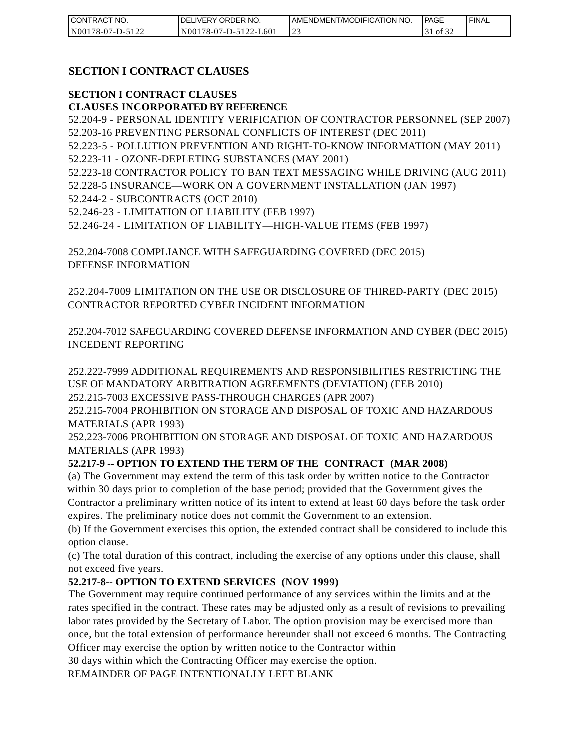# SECTION I CONTRACT CLAUSES

**SECTION I CONTRACT CLAUSES**
**CLAUSES INCORPORATED BY REFERENCE**

52.204-9 - PERSONAL IDENTITY VERIFICATION OF CONTRACTOR PERSONNEL (SEP 2007)
52.203-16 PREVENTING PERSONAL CONFLICTS OF INTEREST (DEC 2011)
52.223-5 - POLLUTION PREVENTION AND RIGHT-TO-KNOW INFORMATION (MAY 2011)
52.223-11 - OZONE-DEPLETING SUBSTANCES (MAY 2001)
52.223-18 CONTRACTOR POLICY TO BAN TEXT MESSAGING WHILE DRIVING (AUG 2011)
52.228-5 INSURANCE—WORK ON A GOVERNMENT INSTALLATION (JAN 1997)
52.244-2 - SUBCONTRACTS (OCT 2010)
52.246-23 - LIMITATION OF LIABILITY (FEB 1997)
52.246-24 - LIMITATION OF LIABILITY—HIGH-VALUE ITEMS (FEB 1997)

252.204-7008 COMPLIANCE WITH SAFEGUARDING COVERED (DEC 2015)
DEFENSE INFORMATION

252.204-7009 LIMITATION ON THE USE OR DISCLOSURE OF THIRED-PARTY (DEC 2015)
CONTRACTOR REPORTED CYBER INCIDENT INFORMATION

252.204-7012 SAFEGUARDING COVERED DEFENSE INFORMATION AND CYBER (DEC 2015)
INCEDENT REPORTING

252.222-7999 ADDITIONAL REQUIREMENTS AND RESPONSIBILITIES RESTRICTING THE USE OF MANDATORY ARBITRATION AGREEMENTS (DEVIATION) (FEB 2010)
252.215-7003 EXCESSIVE PASS-THROUGH CHARGES (APR 2007)
252.215-7004 PROHIBITION ON STORAGE AND DISPOSAL OF TOXIC AND HAZARDOUS MATERIALS (APR 1993)
252.223-7006 PROHIBITION ON STORAGE AND DISPOSAL OF TOXIC AND HAZARDOUS MATERIALS (APR 1993)

**52.217-9 -- OPTION TO EXTEND THE TERM OF THE CONTRACT (MAR 2008)**

(a) The Government may extend the term of this task order by written notice to the Contractor within 30 days prior to completion of the base period; provided that the Government gives the Contractor a preliminary written notice of its intent to extend at least 60 days before the task order expires. The preliminary notice does not commit the Government to an extension.

(b) If the Government exercises this option, the extended contract shall be considered to include this option clause.

(c) The total duration of this contract, including the exercise of any options under this clause, shall not exceed five years.

**52.217-8-- OPTION TO EXTEND SERVICES (NOV 1999)**

The Government may require continued performance of any services within the limits and at the rates specified in the contract. These rates may be adjusted only as a result of revisions to prevailing labor rates provided by the Secretary of Labor. The option provision may be exercised more than once, but the total extension of performance hereunder shall not exceed 6 months. The Contracting Officer may exercise the option by written notice to the Contractor within
30 days within which the Contracting Officer may exercise the option.

REMAINDER OF PAGE INTENTIONALLY LEFT BLANK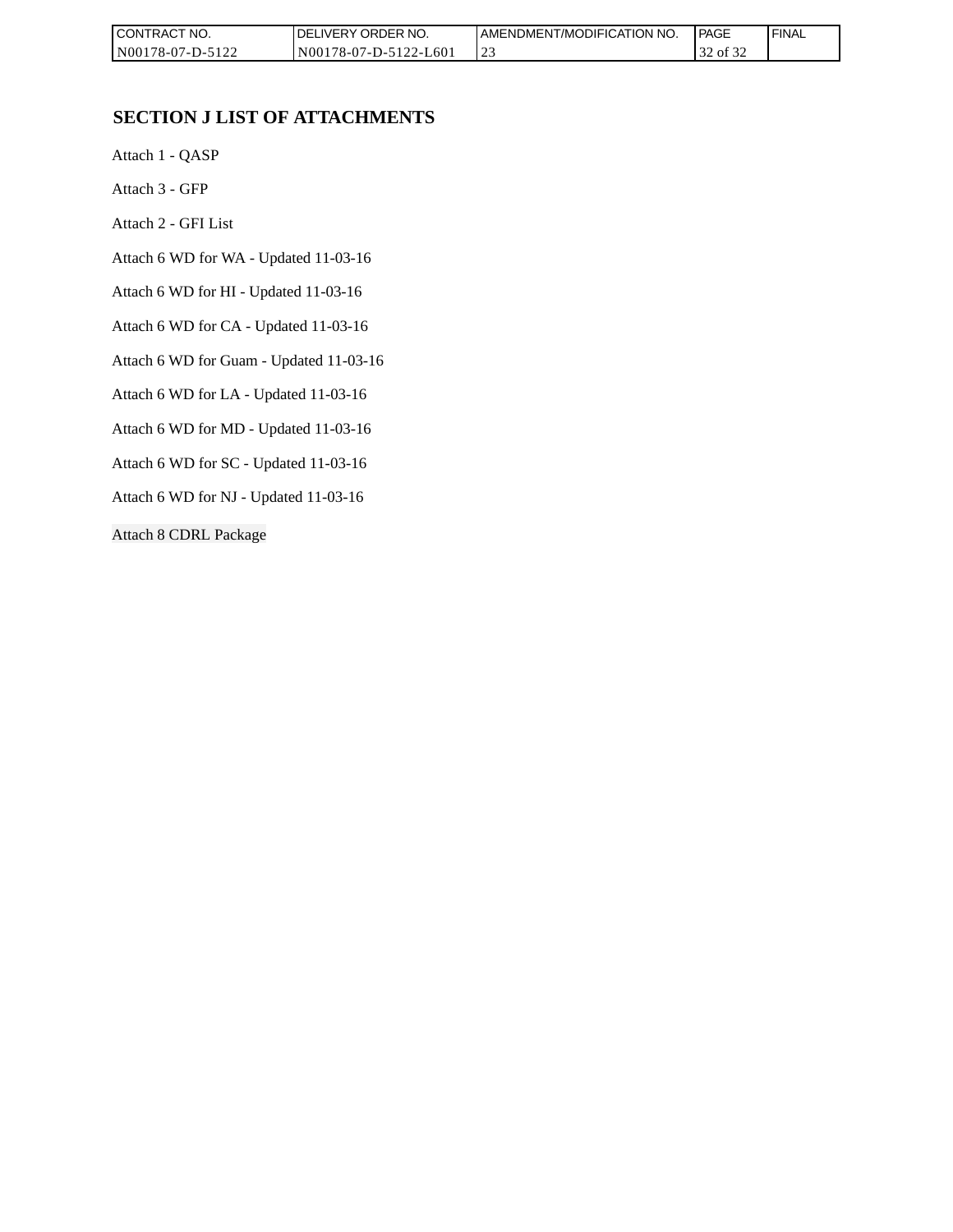## SECTION J LIST OF ATTACHMENTS

Attach 1 - QASP

Attach 3 - GFP

Attach 2 - GFI List

Attach 6 WD for WA - Updated 11-03-16

Attach 6 WD for HI - Updated 11-03-16

Attach 6 WD for CA - Updated 11-03-16

Attach 6 WD for Guam - Updated 11-03-16

Attach 6 WD for LA - Updated 11-03-16

Attach 6 WD for MD - Updated 11-03-16

Attach 6 WD for SC - Updated 11-03-16

Attach 6 WD for NJ - Updated 11-03-16

Attach 8 CDRL Package